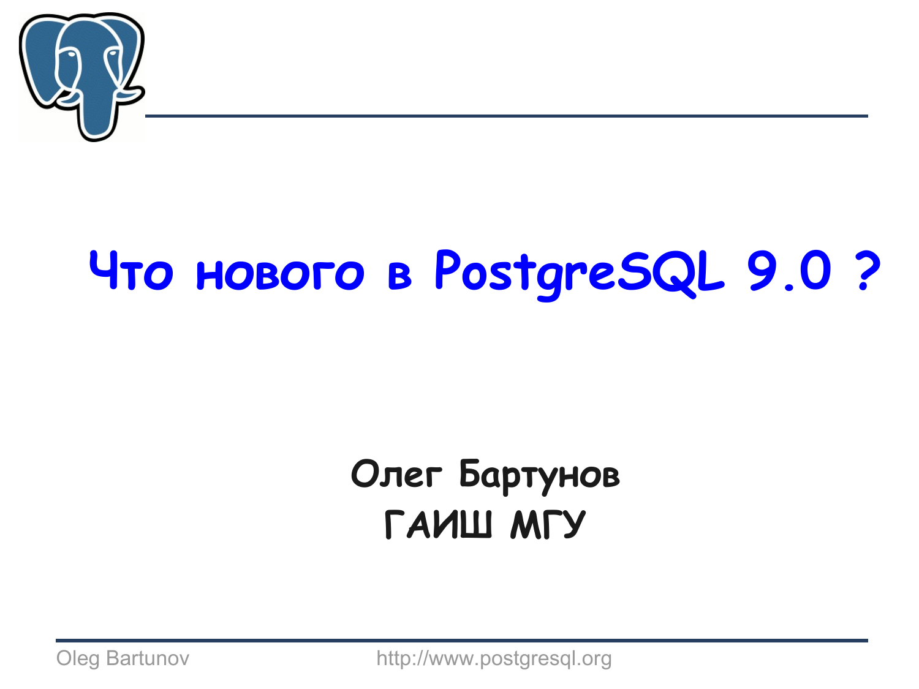# Что нового в PostgreSQL 9.0 ?

**Олег Бартунов**

**ГАИШ МГУ**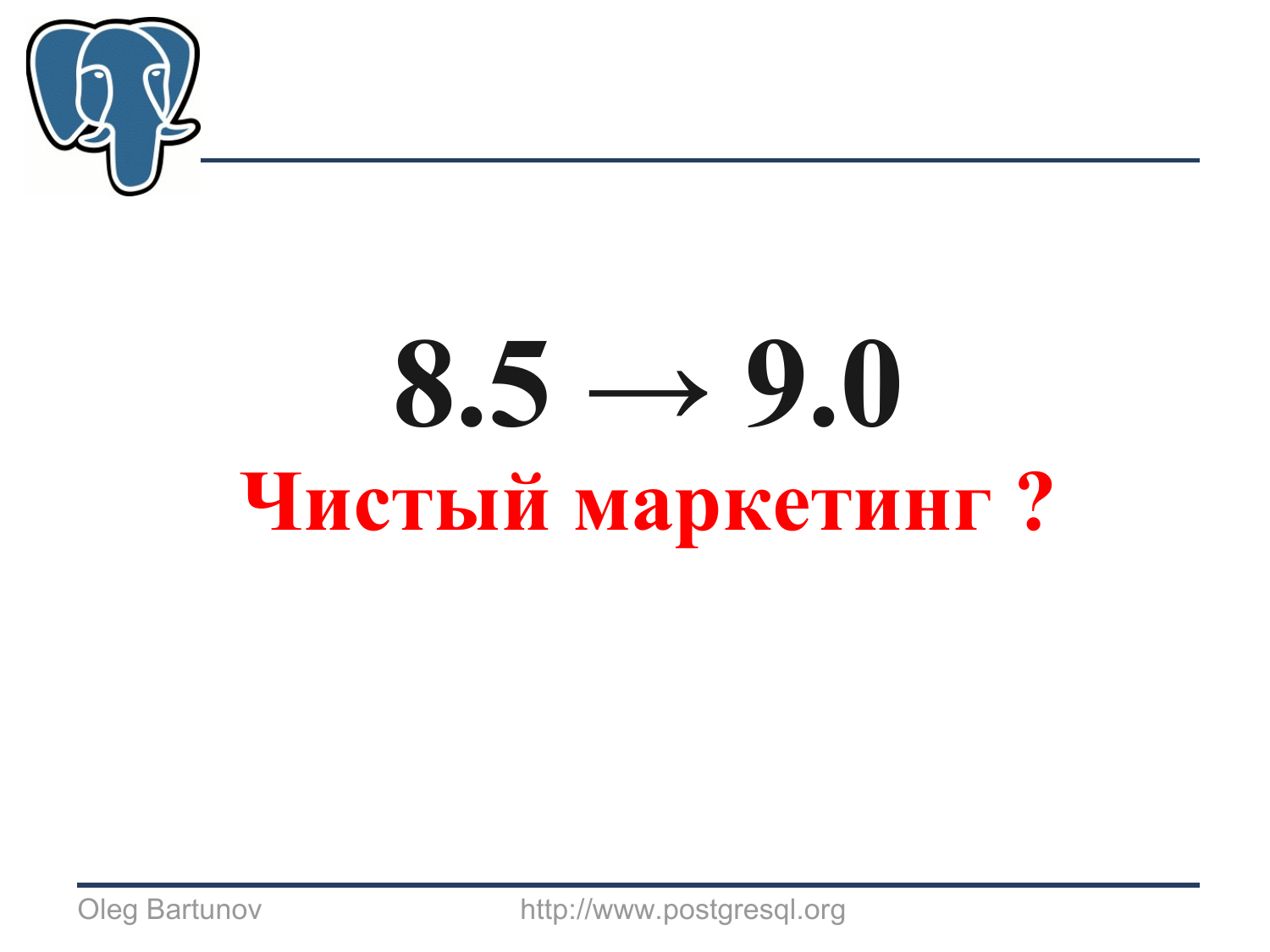# 8.5 → 9.0

## Чистый маркетинг ?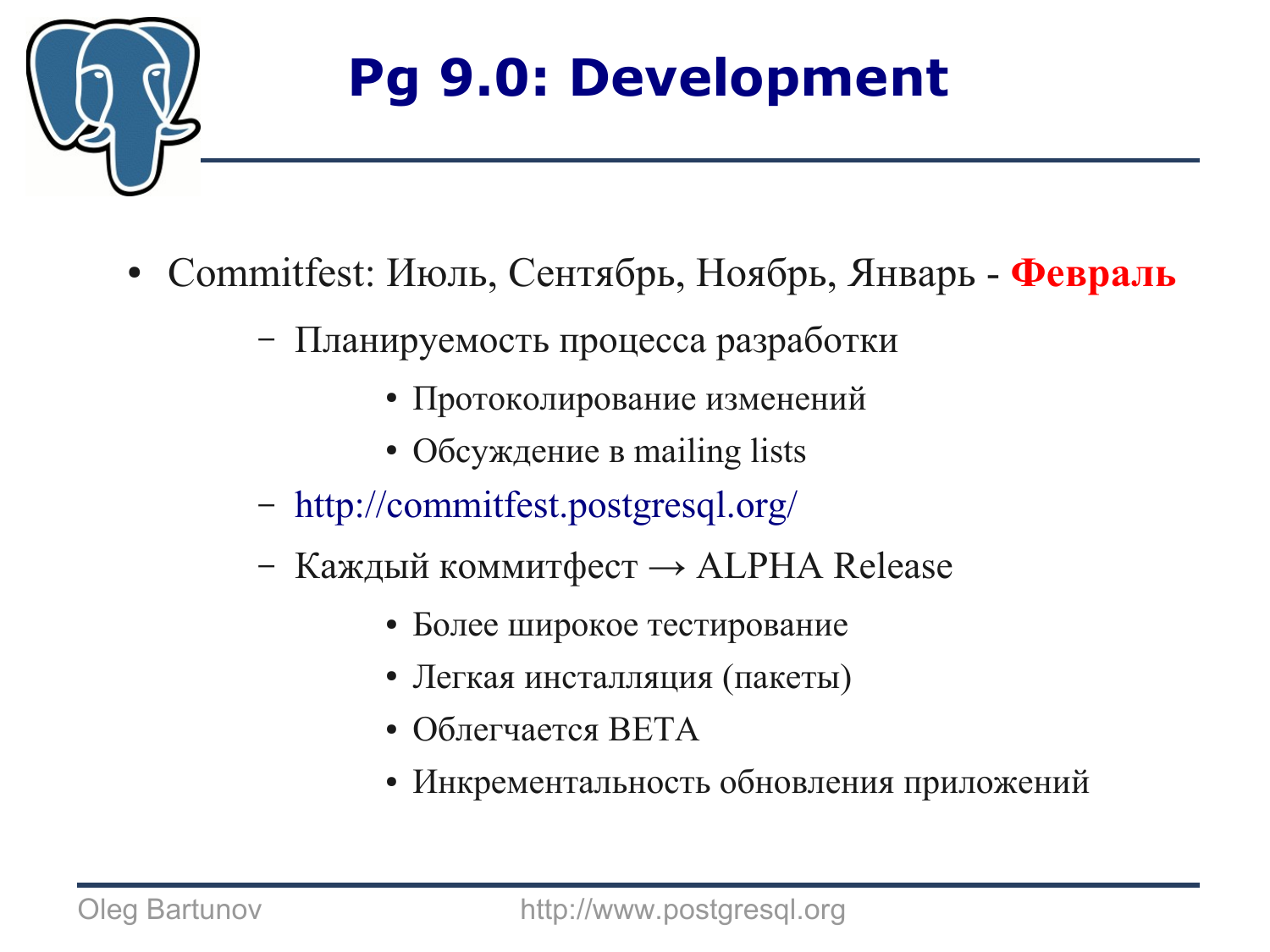# Pg 9.0: Development

- Commitfest: Июль, Сентябрь, Ноябрь, Январь - **Февраль**
  - Планируемость процесса разработки
    - Протоколирование изменений
    - Обсуждение в mailing lists
  - http://commitfest.postgresql.org/
  - Каждый коммитфест → ALPHA Release
    - Более широкое тестирование
    - Легкая инсталляция (пакеты)
    - Облегчается BETA
    - Инкрементальность обновления приложений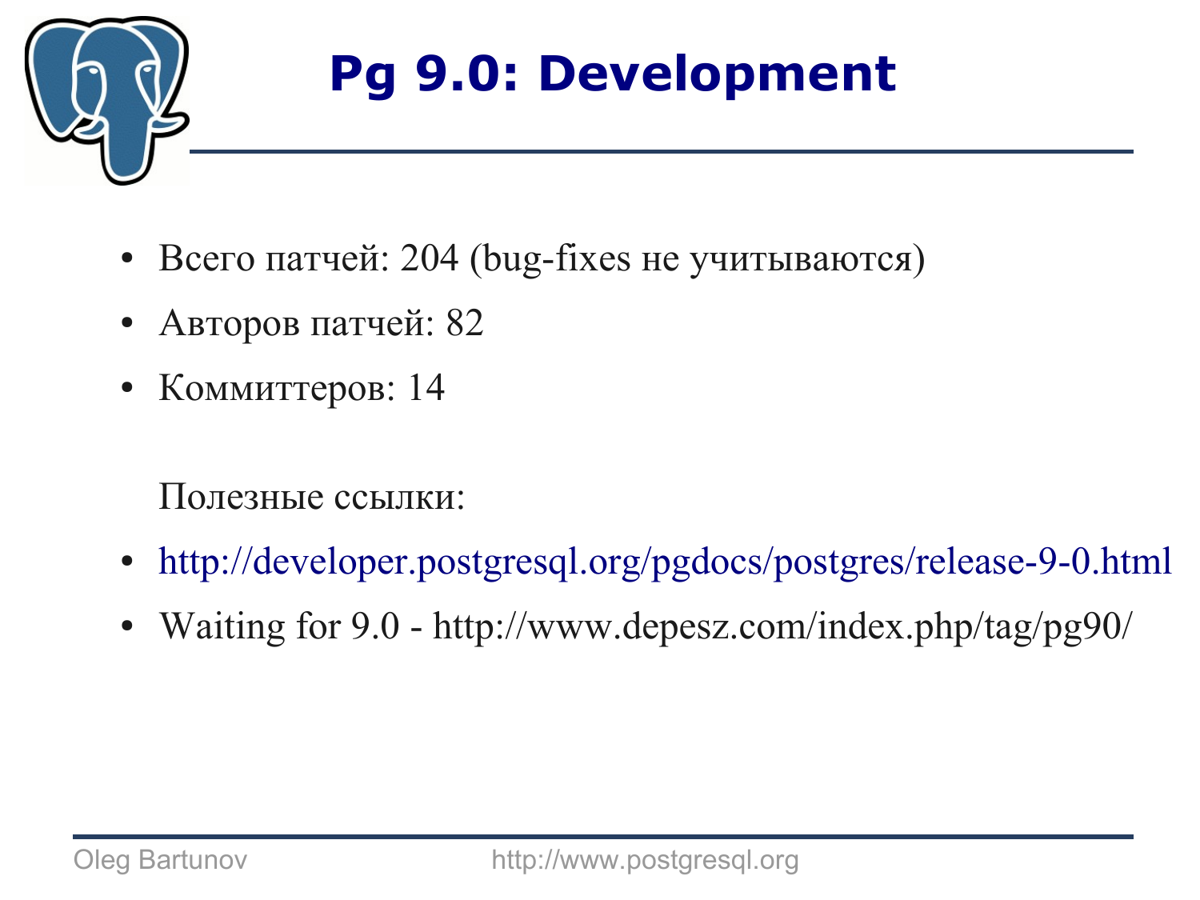# Pg 9.0: Development

- Всего патчей: 204 (bug-fixes не учитываются)
- Авторов патчей: 82
- Коммиттеров: 14

Полезные ссылки:

- http://developer.postgresql.org/pgdocs/postgres/release-9-0.html
- Waiting for 9.0 - http://www.depesz.com/index.php/tag/pg90/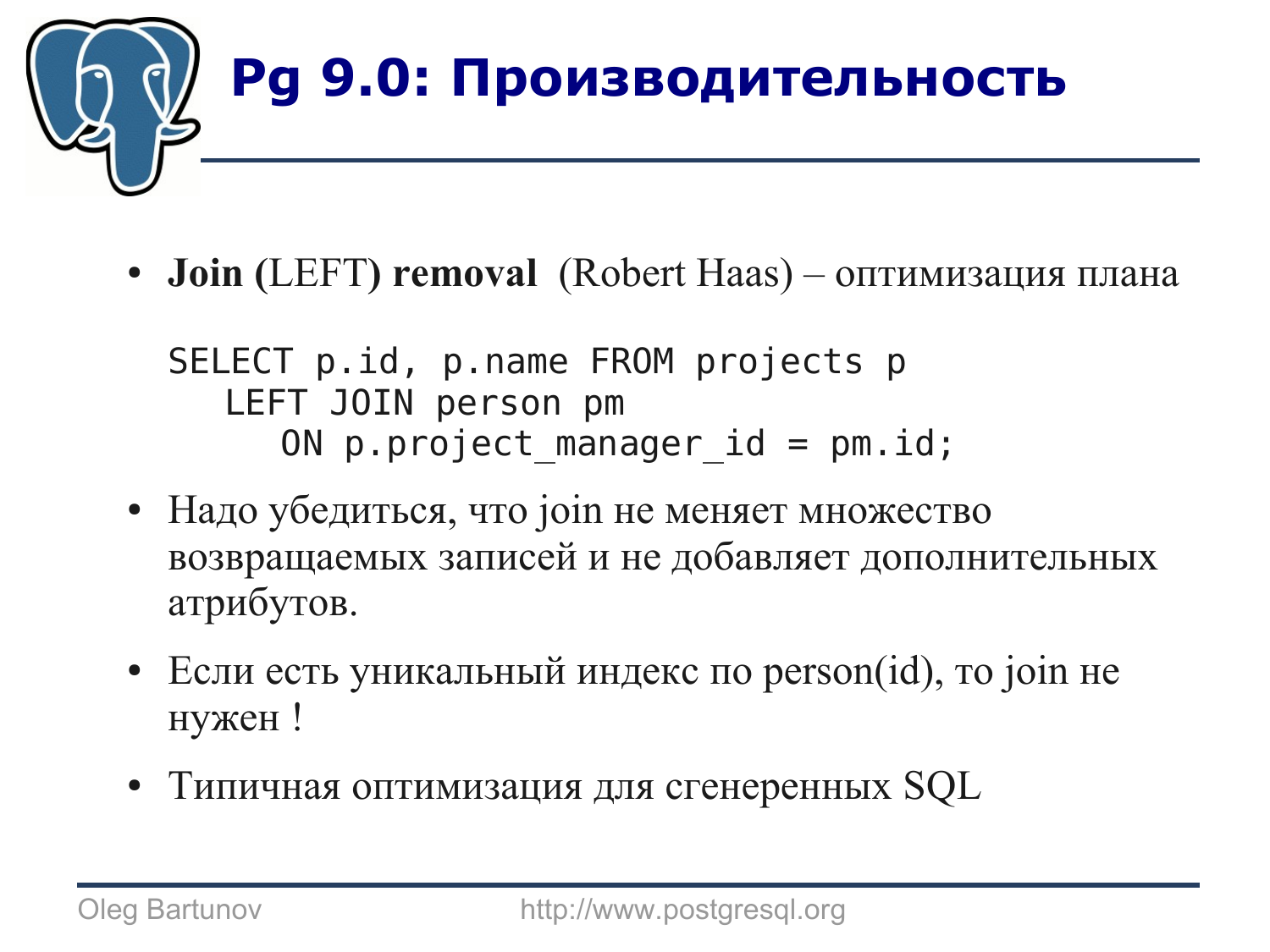# Pg 9.0: Производительность

- **Join (**LEFT**) removal** (Robert Haas) – оптимизация плана

  ```
  SELECT p.id, p.name FROM projects p
     LEFT JOIN person pm
        ON p.project_manager_id = pm.id;
  ```

- Надо убедиться, что join не меняет множество возвращаемых записей и не добавляет дополнительных атрибутов.
- Если есть уникальный индекс по person(id), то join не нужен !
- Типичная оптимизация для сгенеренных SQL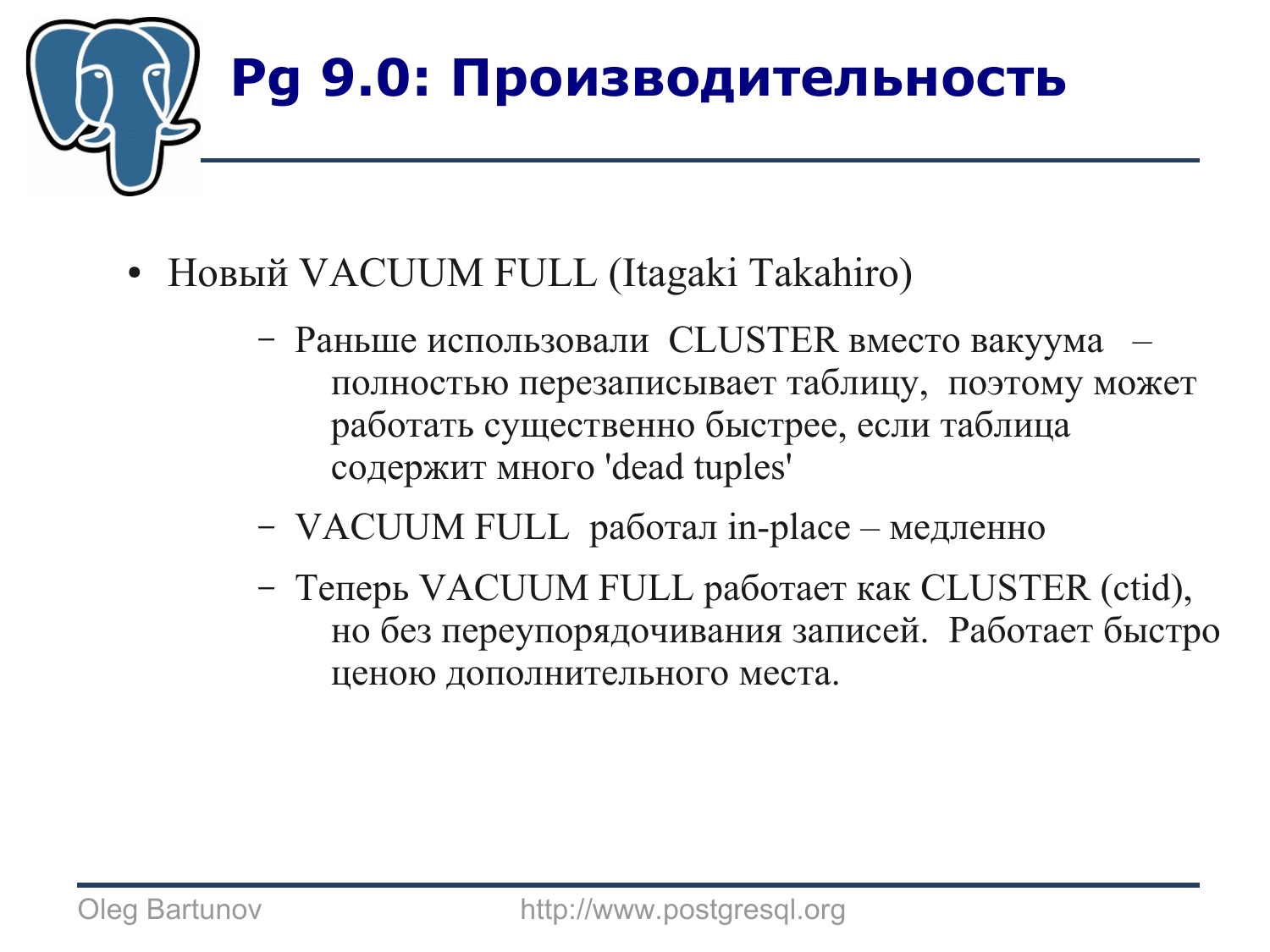# Pg 9.0: Производительность

- Новый VACUUM FULL (Itagaki Takahiro)
  - Раньше использовали CLUSTER вместо вакуума – полностью перезаписывает таблицу, поэтому может работать существенно быстрее, если таблица содержит много 'dead tuples'
  - VACUUM FULL работал in-place – медленно
  - Теперь VACUUM FULL работает как CLUSTER (ctid), но без переупорядочивания записей. Работает быстро ценою дополнительного места.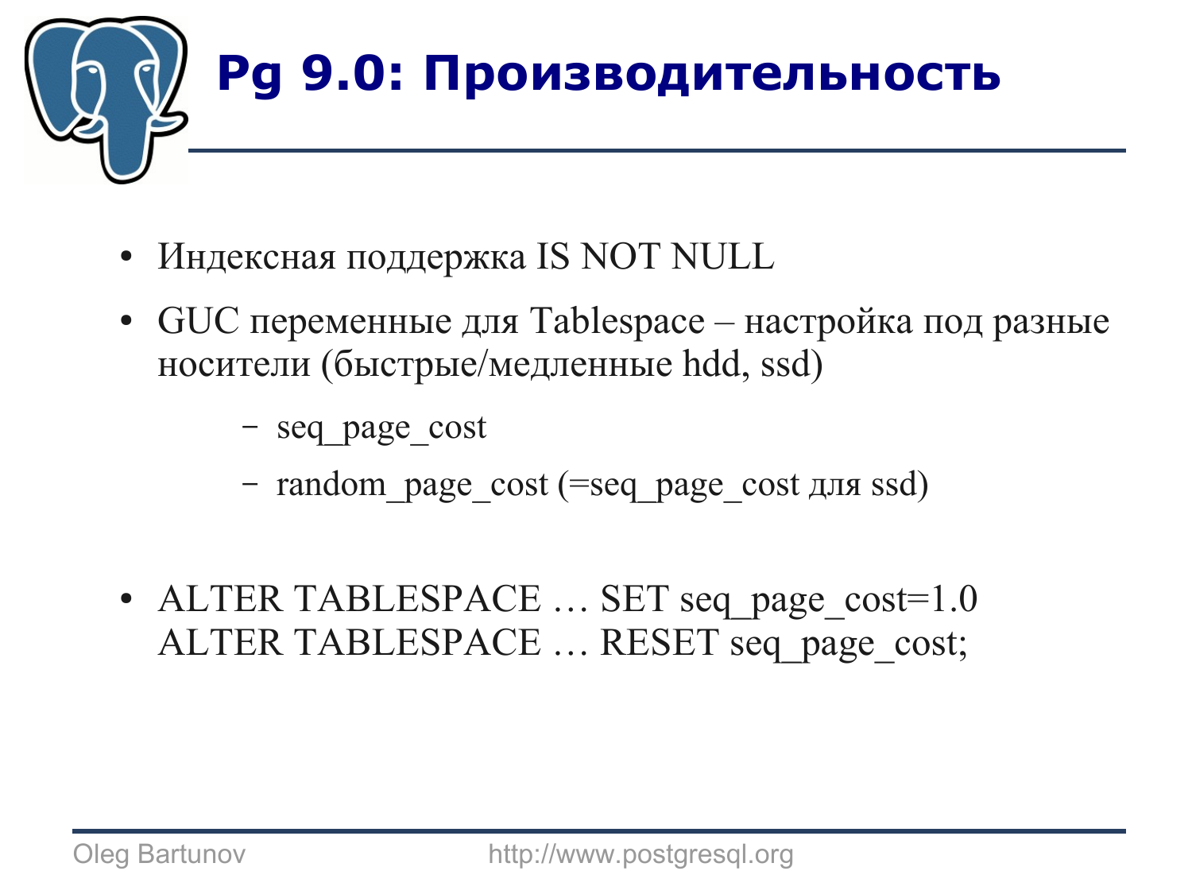# Pg 9.0: Производительность

- Индексная поддержка IS NOT NULL
- GUC переменные для Tablespace – настройка под разные носители (быстрые/медленные hdd, ssd)
  - seq_page_cost
  - random_page_cost (=seq_page_cost для ssd)
- ALTER TABLESPACE … SET seq_page_cost=1.0
  ALTER TABLESPACE … RESET seq_page_cost;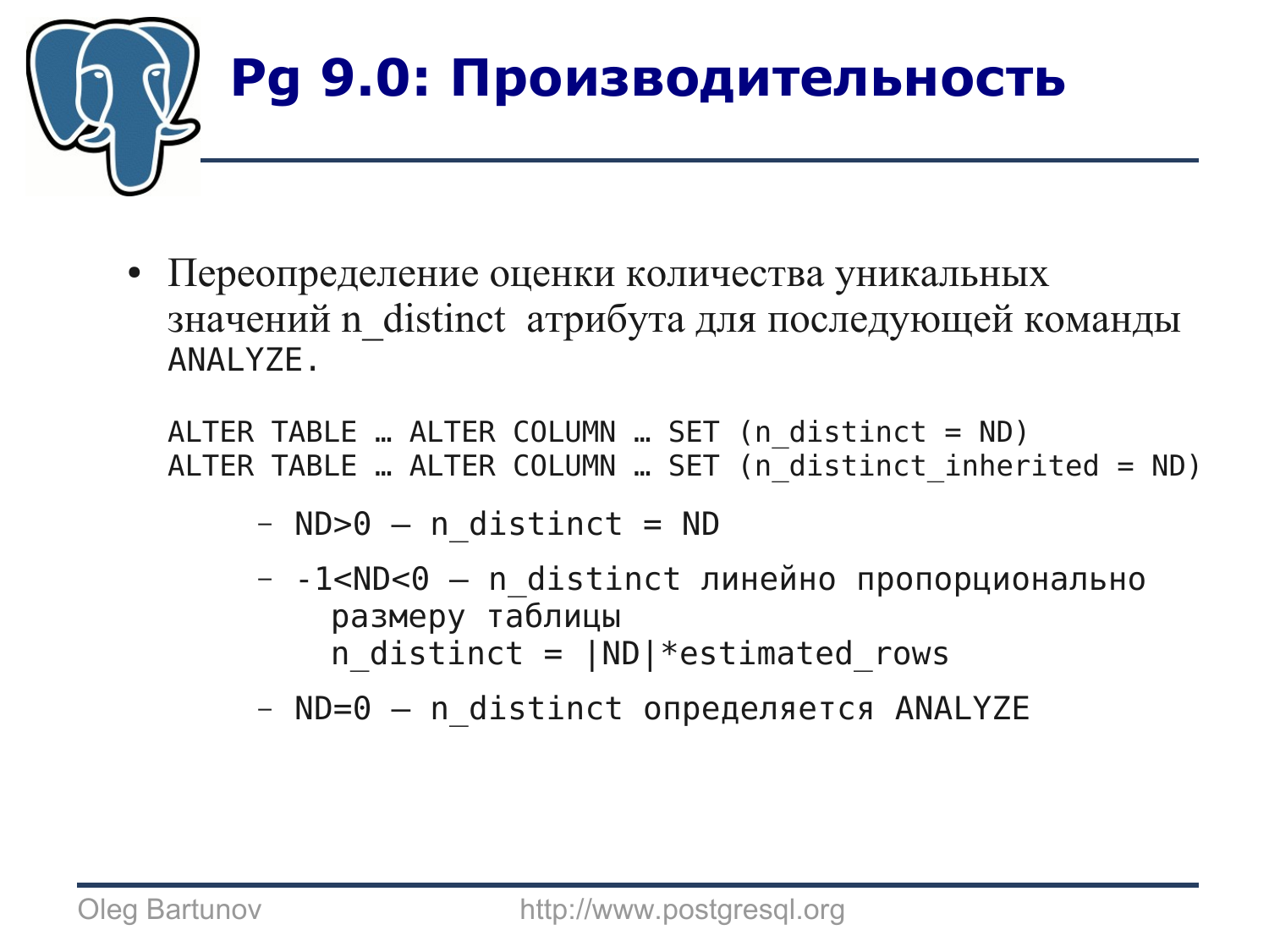# Pg 9.0: Производительность

- Переопределение оценки количества уникальных значений n_distinct атрибута для последующей команды ANALYZE.

```
ALTER TABLE … ALTER COLUMN … SET (n_distinct = ND)
ALTER TABLE … ALTER COLUMN … SET (n_distinct_inherited = ND)
```

  - ND>0 – n_distinct = ND
  - -1<ND<0 – n_distinct линейно пропорционально размеру таблицы
    n_distinct = |ND|*estimated_rows
  - ND=0 – n_distinct определяется ANALYZE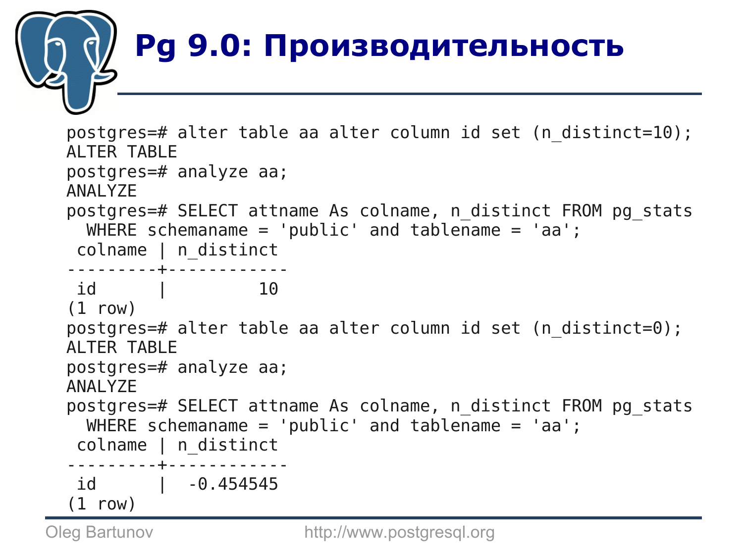# Pg 9.0: Производительность

```
postgres=# alter table aa alter column id set (n_distinct=10);
ALTER TABLE
postgres=# analyze aa;
ANALYZE
postgres=# SELECT attname As colname, n_distinct FROM pg_stats
  WHERE schemaname = 'public' and tablename = 'aa';
 colname | n_distinct
---------+------------
 id      |         10
(1 row)
postgres=# alter table aa alter column id set (n_distinct=0);
ALTER TABLE
postgres=# analyze aa;
ANALYZE
postgres=# SELECT attname As colname, n_distinct FROM pg_stats
  WHERE schemaname = 'public' and tablename = 'aa';
 colname | n_distinct
---------+------------
 id      |  -0.454545
(1 row)
```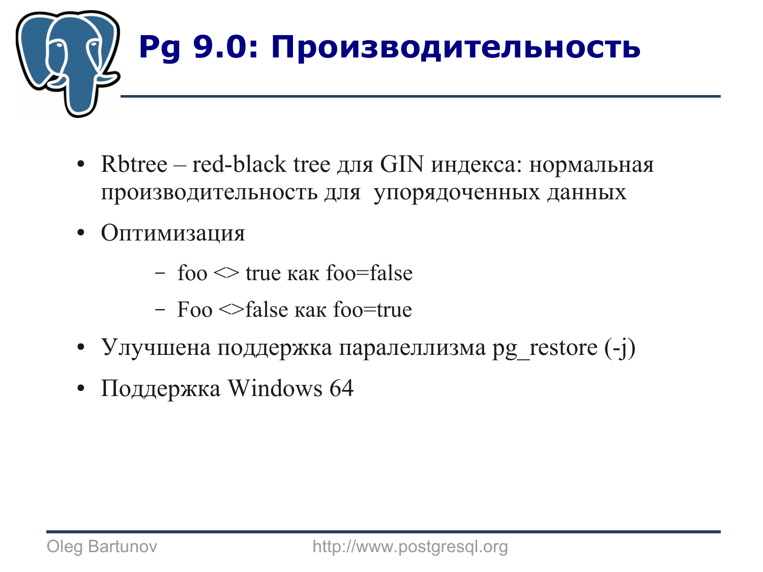# Pg 9.0: Производительность

- Rbtree – red-black tree для GIN индекса: нормальная производительность для упорядоченных данных
- Оптимизация
  - foo <> true как foo=false
  - Foo <>false как foo=true
- Улучшена поддержка паралеллизма pg_restore (-j)
- Поддержка Windows 64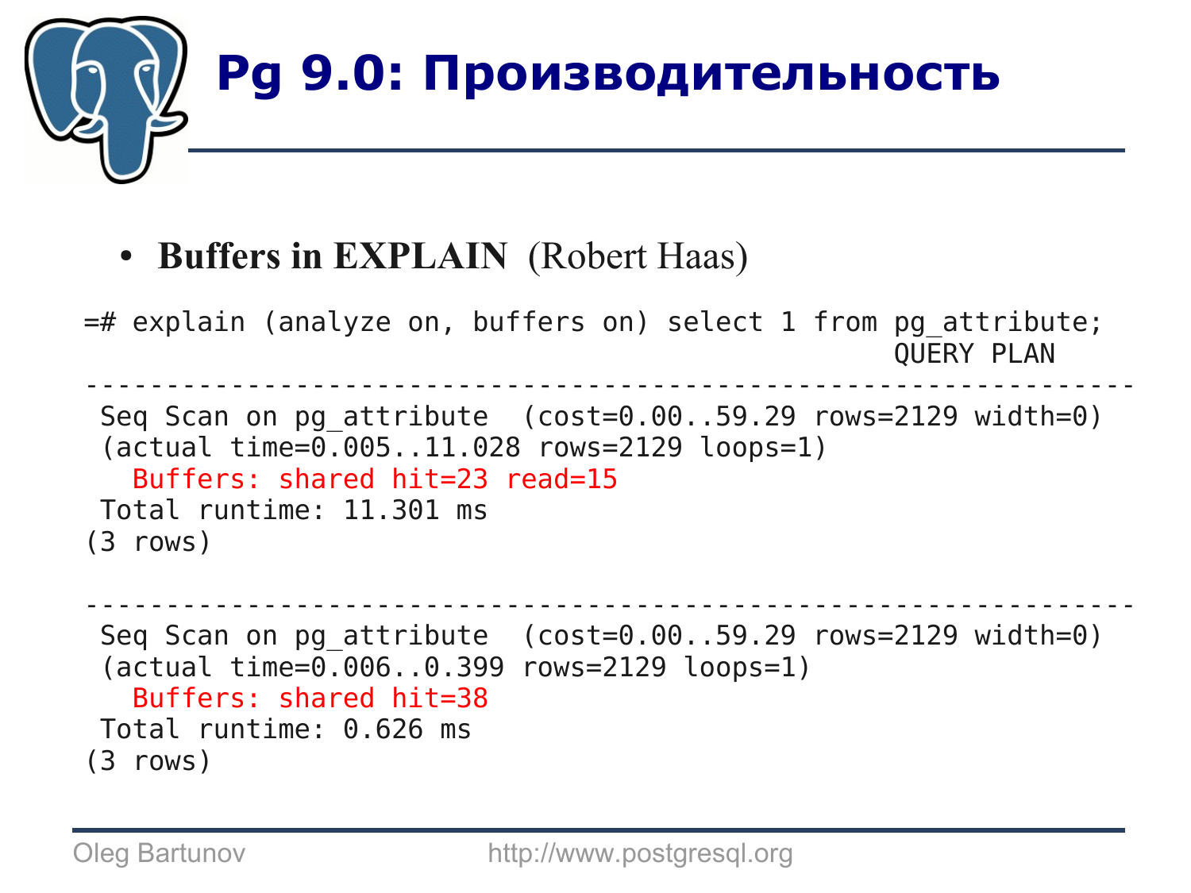# Pg 9.0: Производительность

- **Buffers in EXPLAIN** (Robert Haas)

```
=# explain (analyze on, buffers on) select 1 from pg_attribute;
                                                      QUERY PLAN
-----------------------------------------------------------------------
 Seq Scan on pg_attribute  (cost=0.00..59.29 rows=2129 width=0)
 (actual time=0.005..11.028 rows=2129 loops=1)
   Buffers: shared hit=23 read=15
 Total runtime: 11.301 ms
(3 rows)

-----------------------------------------------------------------------
 Seq Scan on pg_attribute  (cost=0.00..59.29 rows=2129 width=0)
 (actual time=0.006..0.399 rows=2129 loops=1)
   Buffers: shared hit=38
 Total runtime: 0.626 ms
(3 rows)
```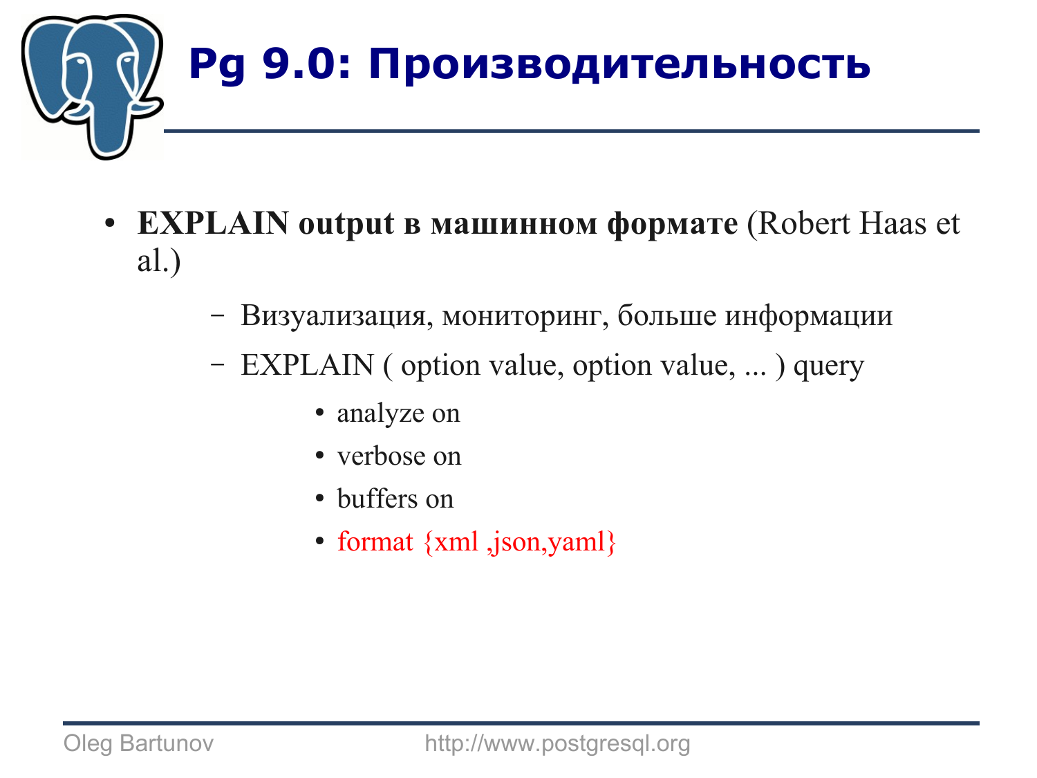# Pg 9.0: Производительность

- **EXPLAIN output в машинном формате** (Robert Haas et al.)
  - Визуализация, мониторинг, больше информации
  - EXPLAIN ( option value, option value, ... ) query
    - analyze on
    - verbose on
    - buffers on
    - format {xml ,json,yaml}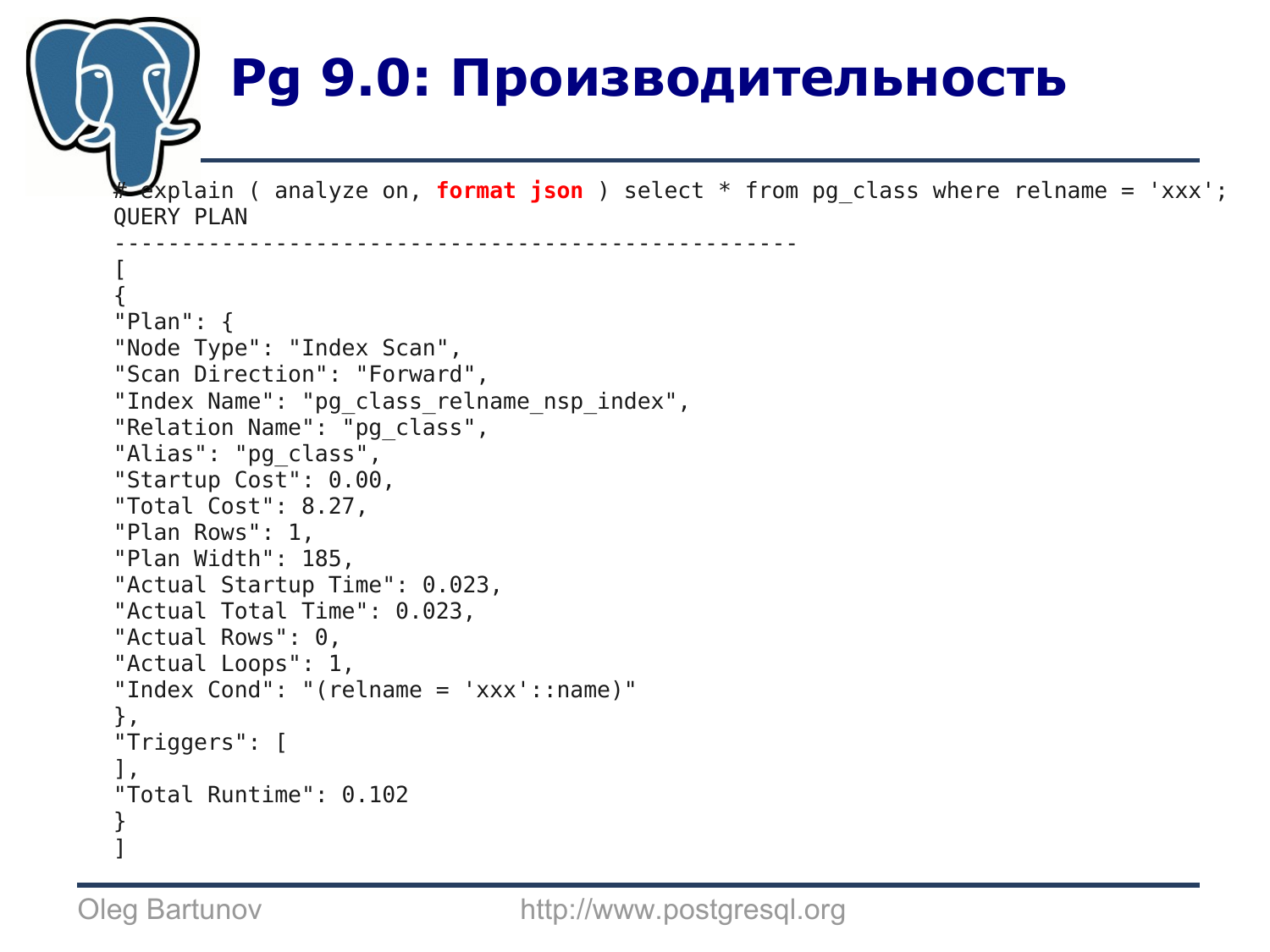# Pg 9.0: Производительность

```
# explain ( analyze on, format json ) select * from pg_class where relname = 'xxx';
QUERY PLAN
---------------------------------------------------
[
{
"Plan": {
"Node Type": "Index Scan",
"Scan Direction": "Forward",
"Index Name": "pg_class_relname_nsp_index",
"Relation Name": "pg_class",
"Alias": "pg_class",
"Startup Cost": 0.00,
"Total Cost": 8.27,
"Plan Rows": 1,
"Plan Width": 185,
"Actual Startup Time": 0.023,
"Actual Total Time": 0.023,
"Actual Rows": 0,
"Actual Loops": 1,
"Index Cond": "(relname = 'xxx'::name)"
},
"Triggers": [
],
"Total Runtime": 0.102
}
]
```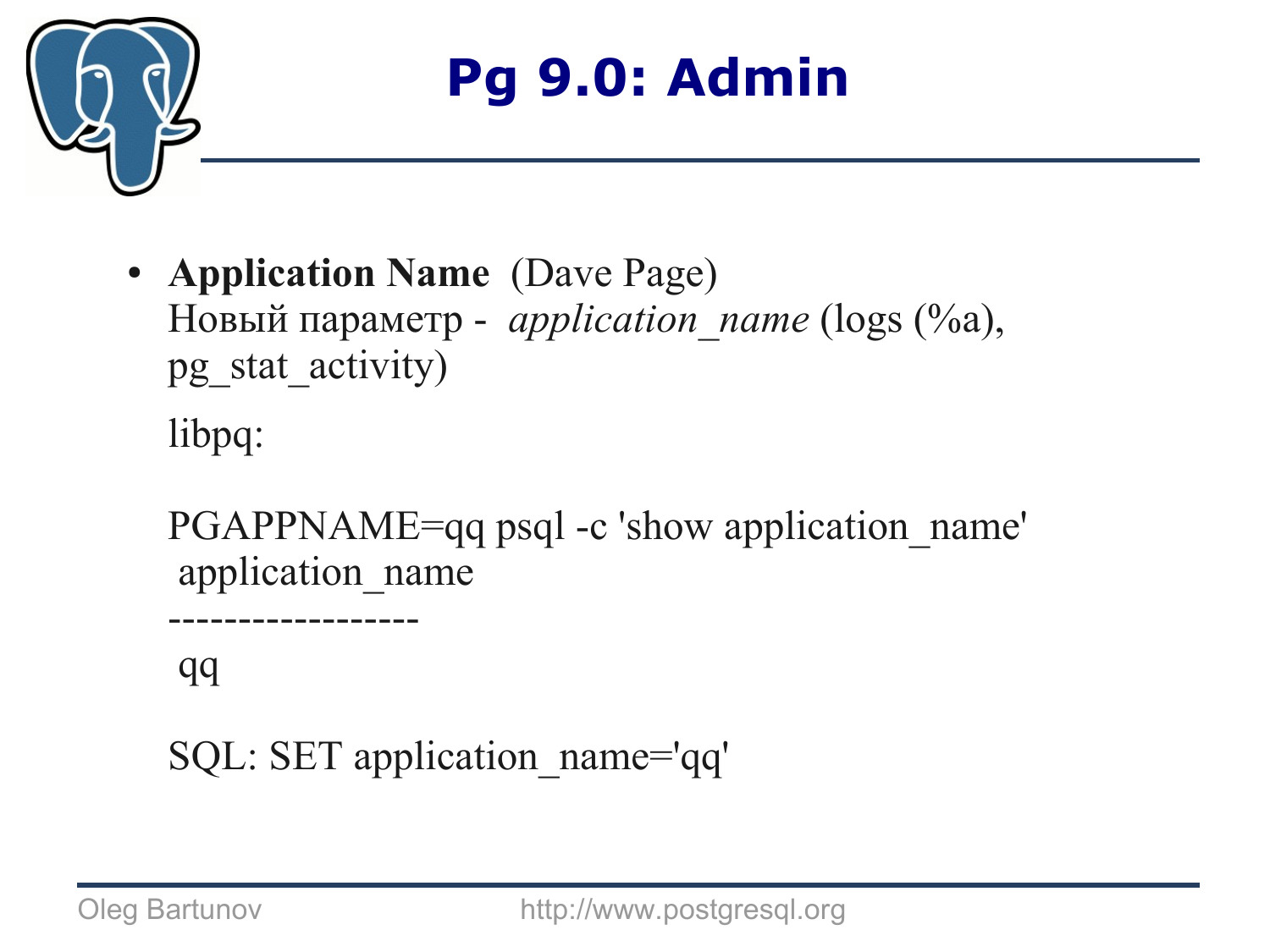# Pg 9.0: Admin

- **Application Name** (Dave Page)
  Новый параметр - *application_name* (logs (%a), pg_stat_activity)

  libpq:

  ```
  PGAPPNAME=qq psql -c 'show application_name'
   application_name
  ------------------
   qq
  ```

  SQL: SET application_name='qq'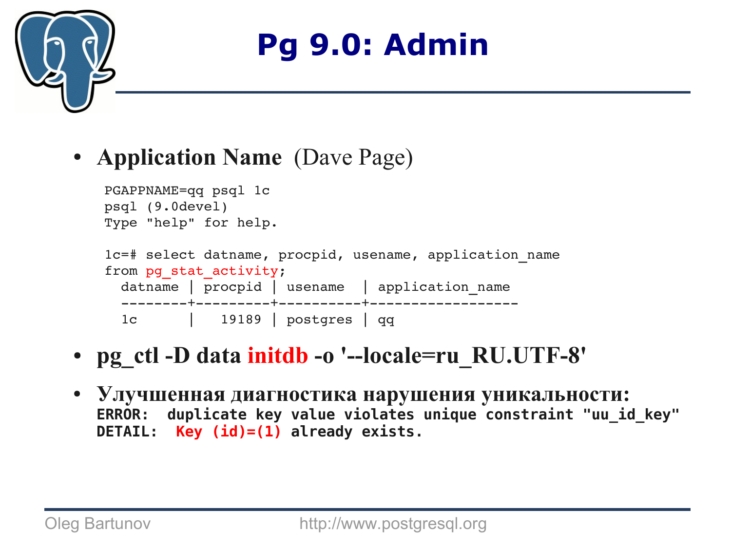# Pg 9.0: Admin

- **Application Name** (Dave Page)

```
PGAPPNAME=qq psql 1c
psql (9.0devel)
Type "help" for help.

1c=# select datname, procpid, usename, application_name
from pg_stat_activity;
  datname | procpid | usename  | application_name
  --------+---------+----------+------------------
  1c      |   19189 | postgres | qq
```

- **pg_ctl -D data initdb -o '--locale=ru_RU.UTF-8'**

- **Улучшенная диагностика нарушения уникальности:**

```
ERROR:  duplicate key value violates unique constraint "uu_id_key"
DETAIL:  Key (id)=(1) already exists.
```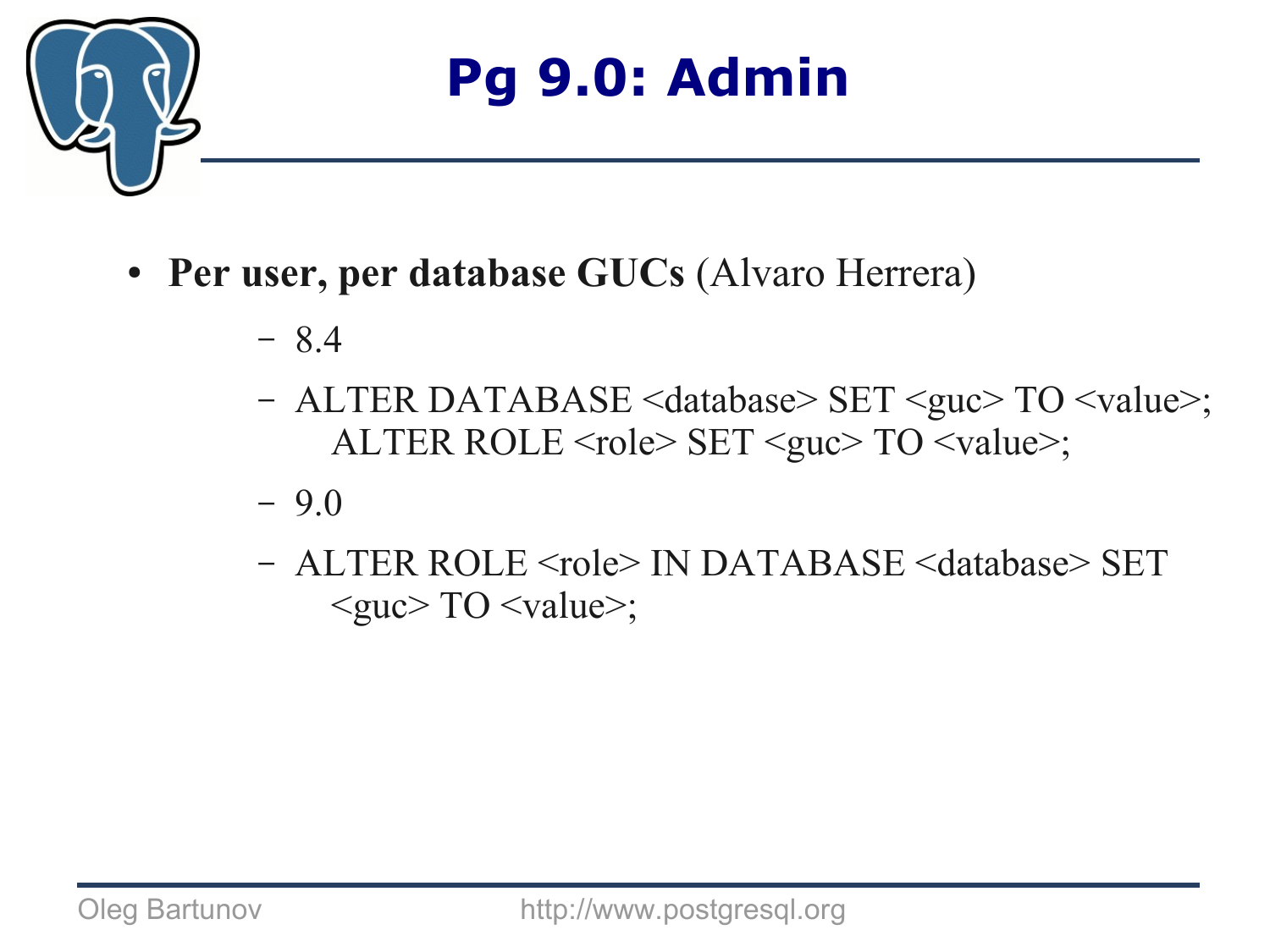# Pg 9.0: Admin

- **Per user, per database GUCs** (Alvaro Herrera)
  - 8.4
  - ALTER DATABASE <database> SET <guc> TO <value>; ALTER ROLE <role> SET <guc> TO <value>;
  - 9.0
  - ALTER ROLE <role> IN DATABASE <database> SET <guc> TO <value>;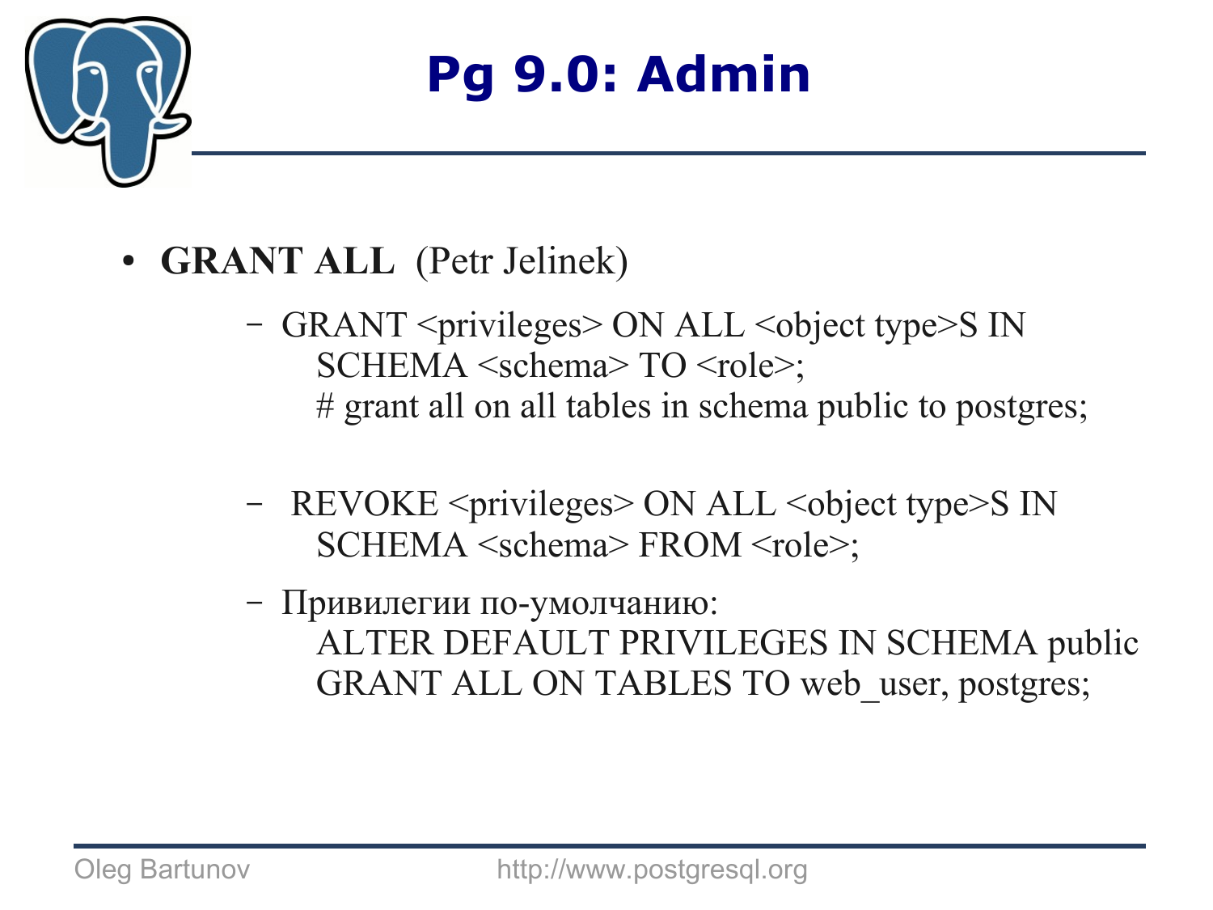# Pg 9.0: Admin

- **GRANT ALL** (Petr Jelinek)
  - GRANT <privileges> ON ALL <object type>S IN SCHEMA <schema> TO <role>;
    # grant all on all tables in schema public to postgres;
  - REVOKE <privileges> ON ALL <object type>S IN SCHEMA <schema> FROM <role>;
  - Привилегии по-умолчанию:
    ALTER DEFAULT PRIVILEGES IN SCHEMA public GRANT ALL ON TABLES TO web_user, postgres;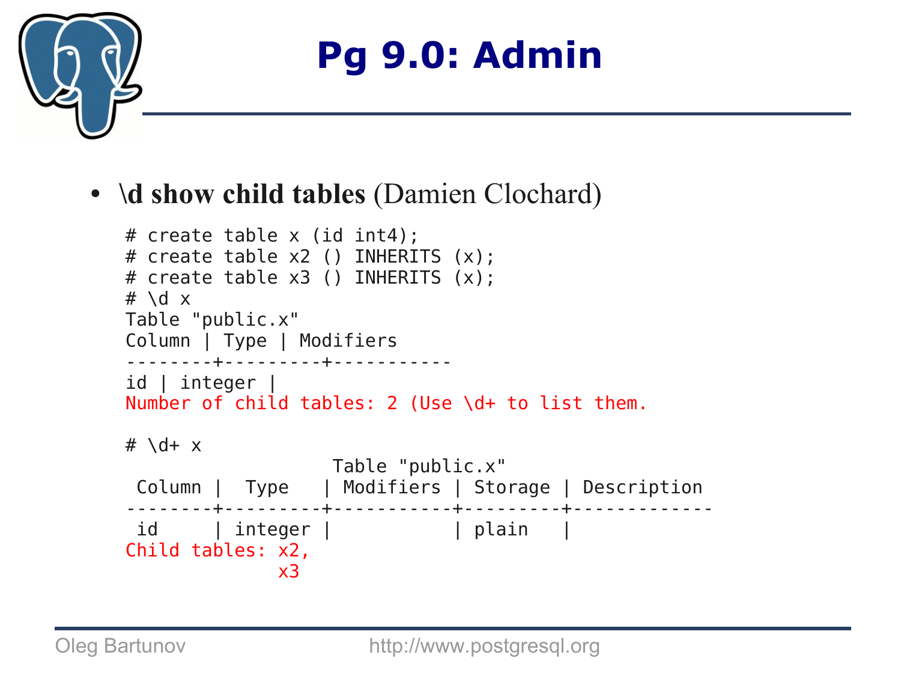# Pg 9.0: Admin

- **\d show child tables** (Damien Clochard)

```
# create table x (id int4);
# create table x2 () INHERITS (x);
# create table x3 () INHERITS (x);
# \d x
Table "public.x"
Column | Type | Modifiers
--------+---------+-----------
id | integer |
Number of child tables: 2 (Use \d+ to list them.

# \d+ x
                   Table "public.x"
 Column |  Type   | Modifiers | Storage | Description
--------+---------+-----------+---------+-------------
 id     | integer |           | plain   |
Child tables: x2,
              x3
```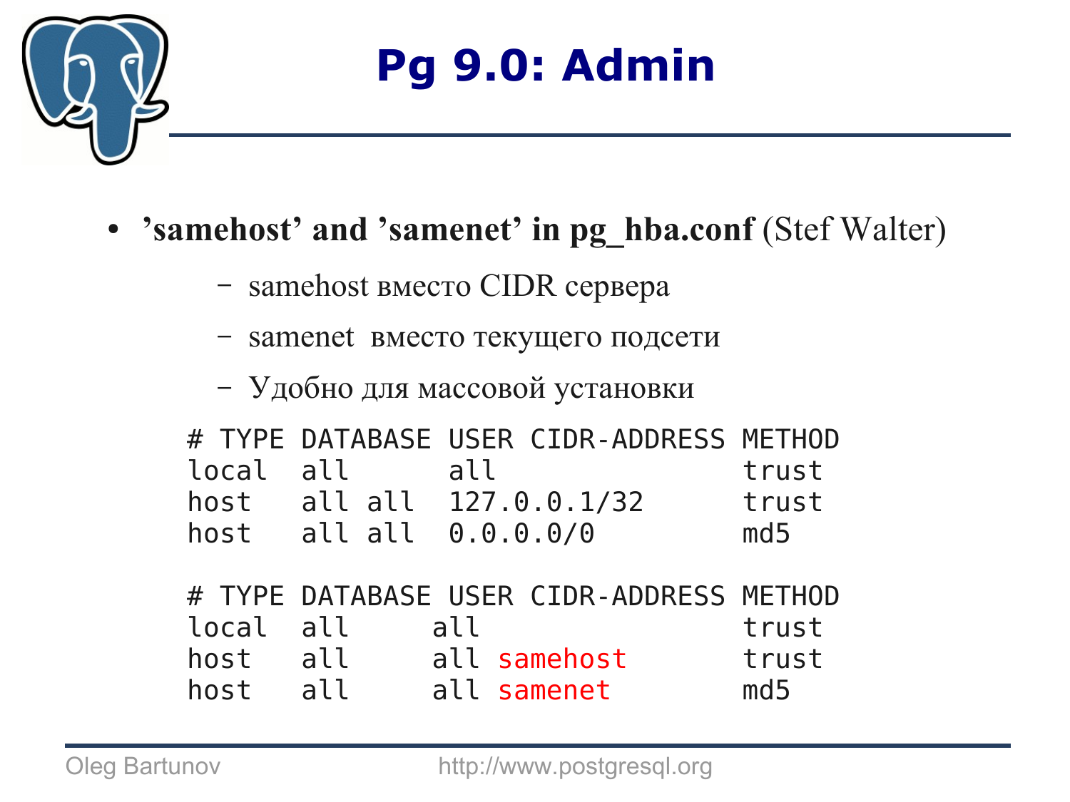# Pg 9.0: Admin

- **’samehost’ and ’samenet’ in pg_hba.conf** (Stef Walter)
  - samehost вместо CIDR сервера
  - samenet  вместо текущего подсети
  - Удобно для массовой установки

```
# TYPE DATABASE USER CIDR-ADDRESS METHOD
local  all      all                trust
host   all all  127.0.0.1/32       trust
host   all all  0.0.0.0/0          md5

# TYPE DATABASE USER CIDR-ADDRESS METHOD
local  all     all                 trust
host   all     all samehost        trust
host   all     all samenet         md5
```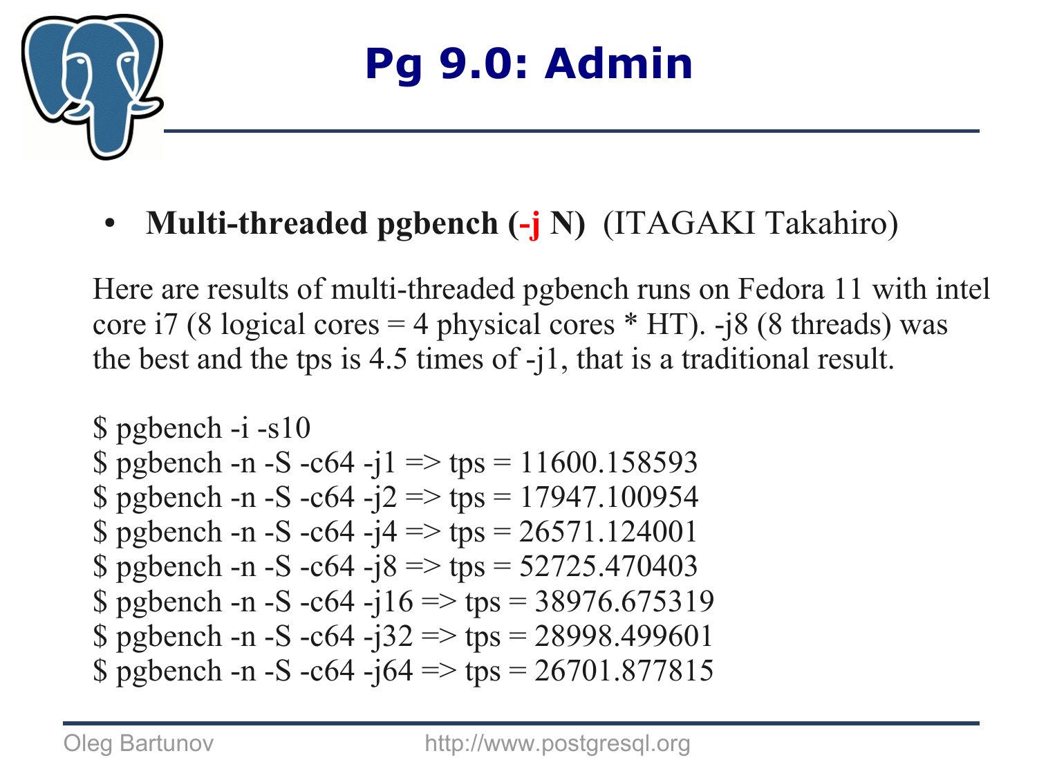# Pg 9.0: Admin

- **Multi-threaded pgbench (-j N)** (ITAGAKI Takahiro)

Here are results of multi-threaded pgbench runs on Fedora 11 with intel core i7 (8 logical cores = 4 physical cores * HT). -j8 (8 threads) was the best and the tps is 4.5 times of -j1, that is a traditional result.

```
$ pgbench -i -s10
$ pgbench -n -S -c64 -j1 => tps = 11600.158593
$ pgbench -n -S -c64 -j2 => tps = 17947.100954
$ pgbench -n -S -c64 -j4 => tps = 26571.124001
$ pgbench -n -S -c64 -j8 => tps = 52725.470403
$ pgbench -n -S -c64 -j16 => tps = 38976.675319
$ pgbench -n -S -c64 -j32 => tps = 28998.499601
$ pgbench -n -S -c64 -j64 => tps = 26701.877815
```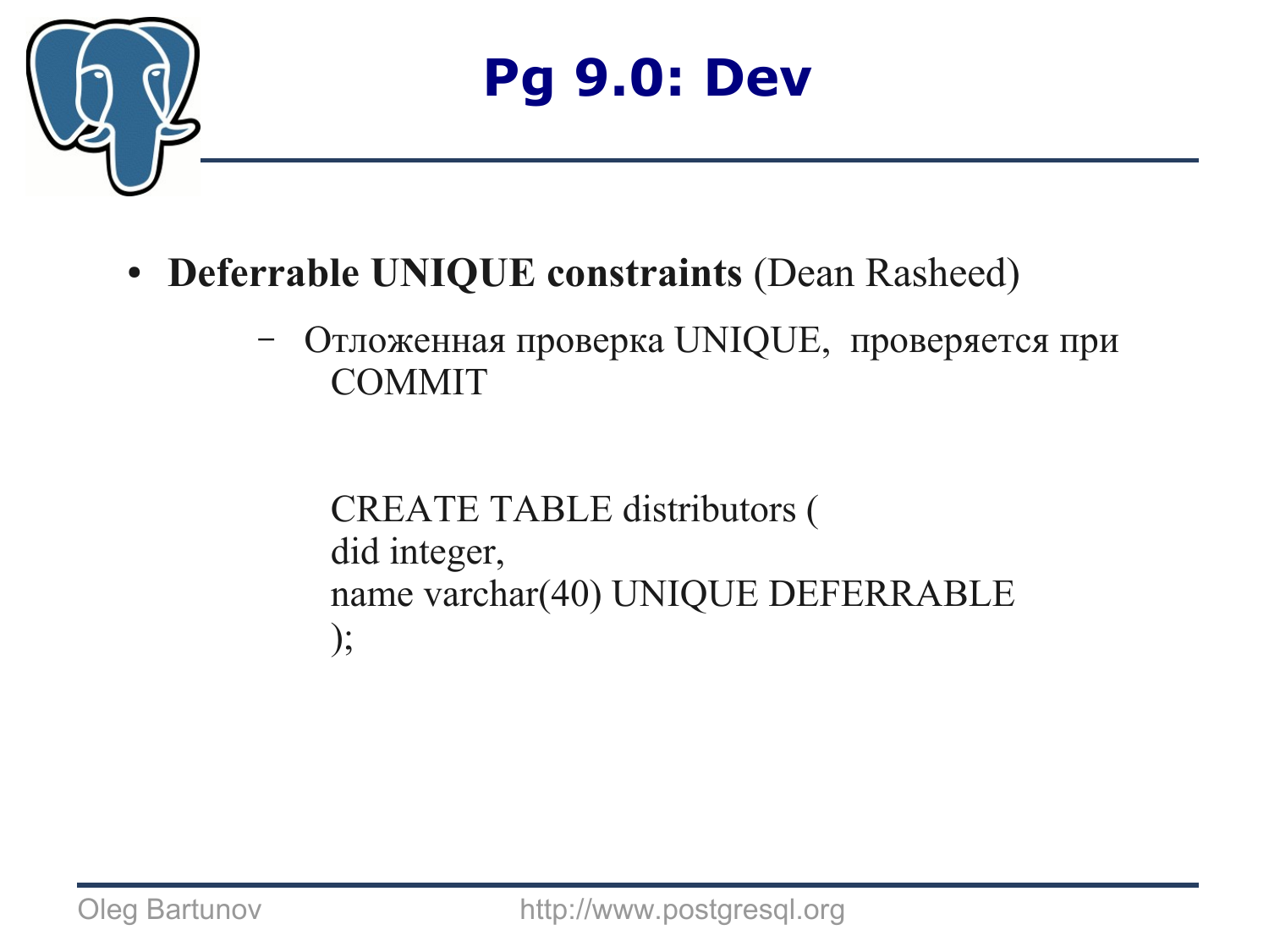# Pg 9.0: Dev

- **Deferrable UNIQUE constraints** (Dean Rasheed)
  - Отложенная проверка UNIQUE,  проверяется при COMMIT

```
CREATE TABLE distributors (
did integer,
name varchar(40) UNIQUE DEFERRABLE
);
```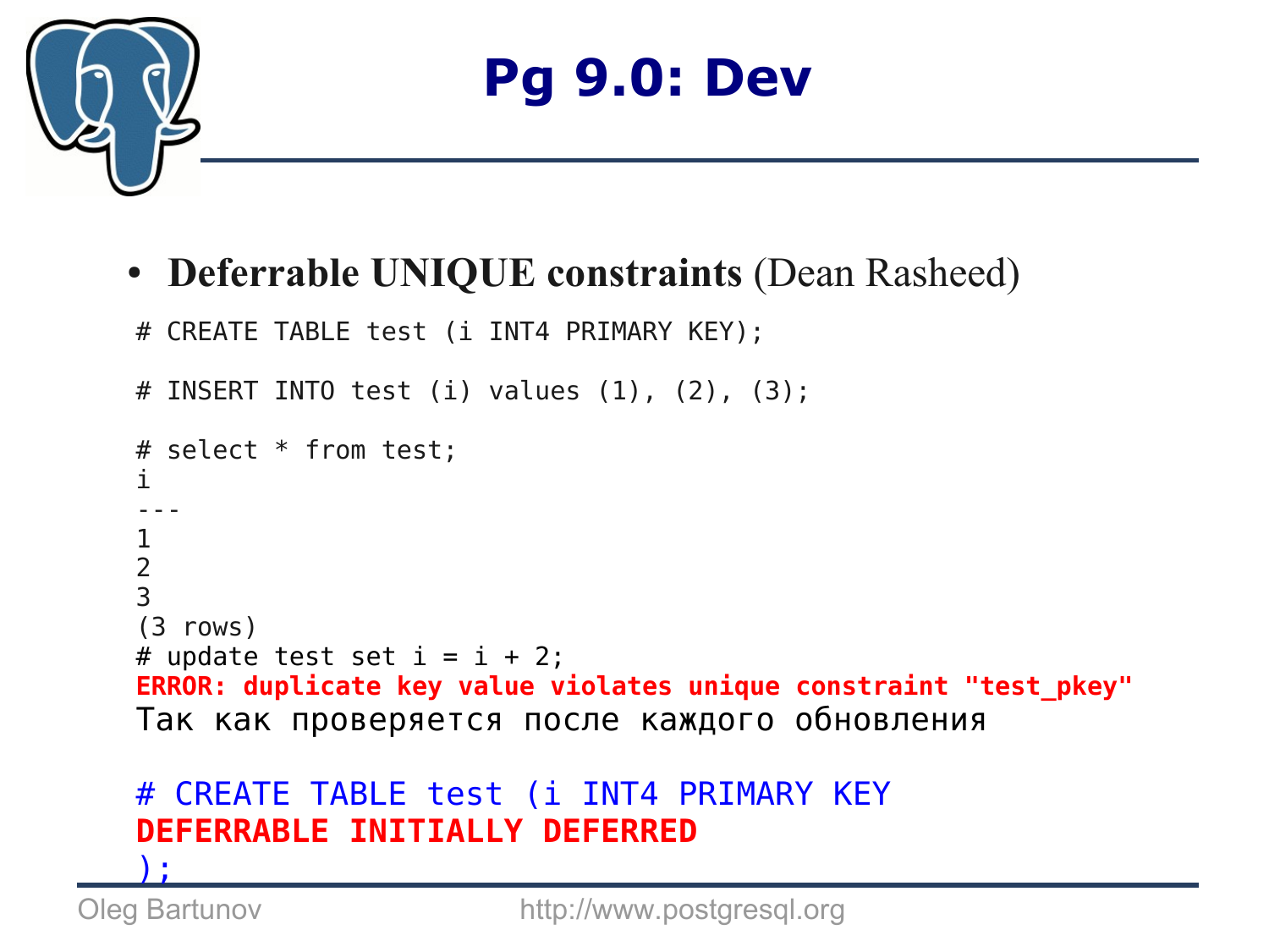# Pg 9.0: Dev

- **Deferrable UNIQUE constraints** (Dean Rasheed)

```
# CREATE TABLE test (i INT4 PRIMARY KEY);

# INSERT INTO test (i) values (1), (2), (3);

# select * from test;
i
---
1
2
3
(3 rows)
# update test set i = i + 2;
ERROR: duplicate key value violates unique constraint "test_pkey"
```

Так как проверяется после каждого обновления

```
# CREATE TABLE test (i INT4 PRIMARY KEY
DEFERRABLE INITIALLY DEFERRED
);
```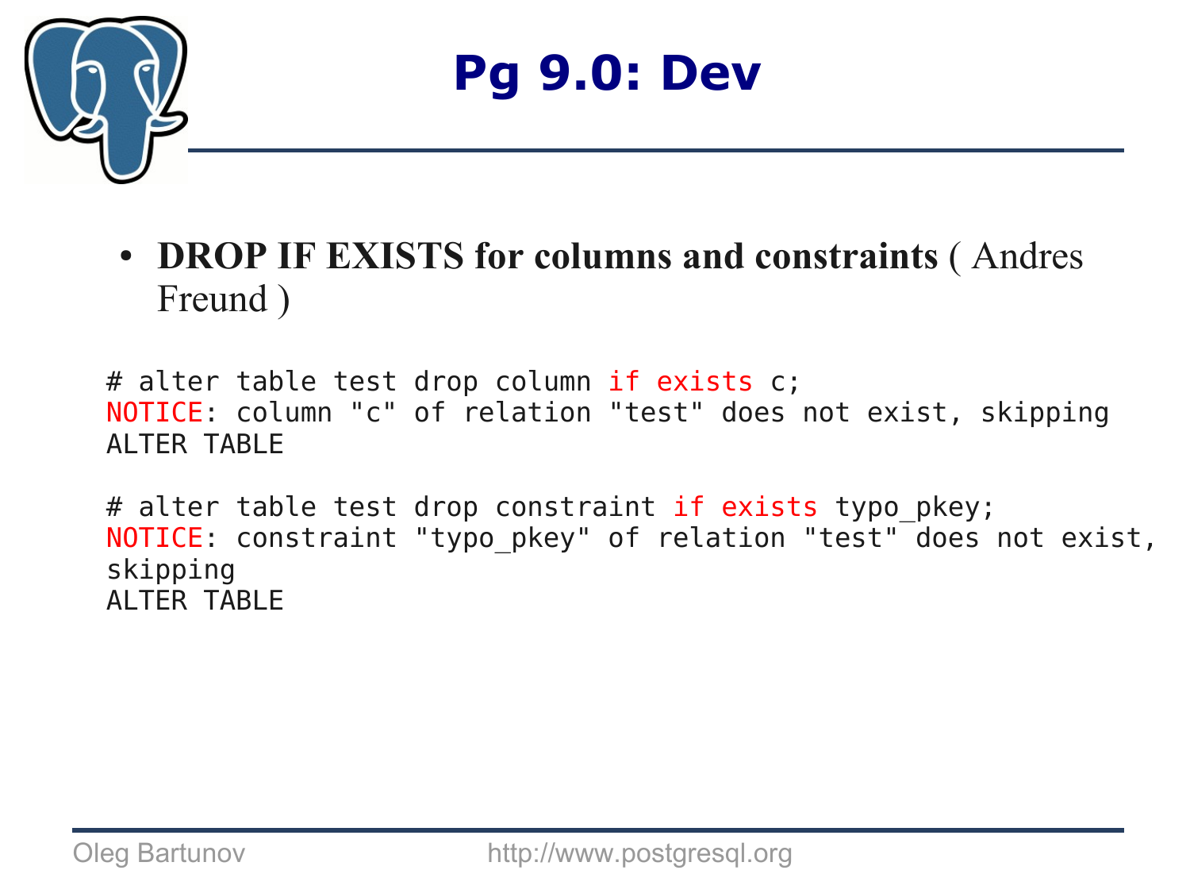# Pg 9.0: Dev

- **DROP IF EXISTS for columns and constraints** ( Andres Freund )

```
# alter table test drop column if exists c;
NOTICE: column "c" of relation "test" does not exist, skipping
ALTER TABLE

# alter table test drop constraint if exists typo_pkey;
NOTICE: constraint "typo_pkey" of relation "test" does not exist,
skipping
ALTER TABLE
```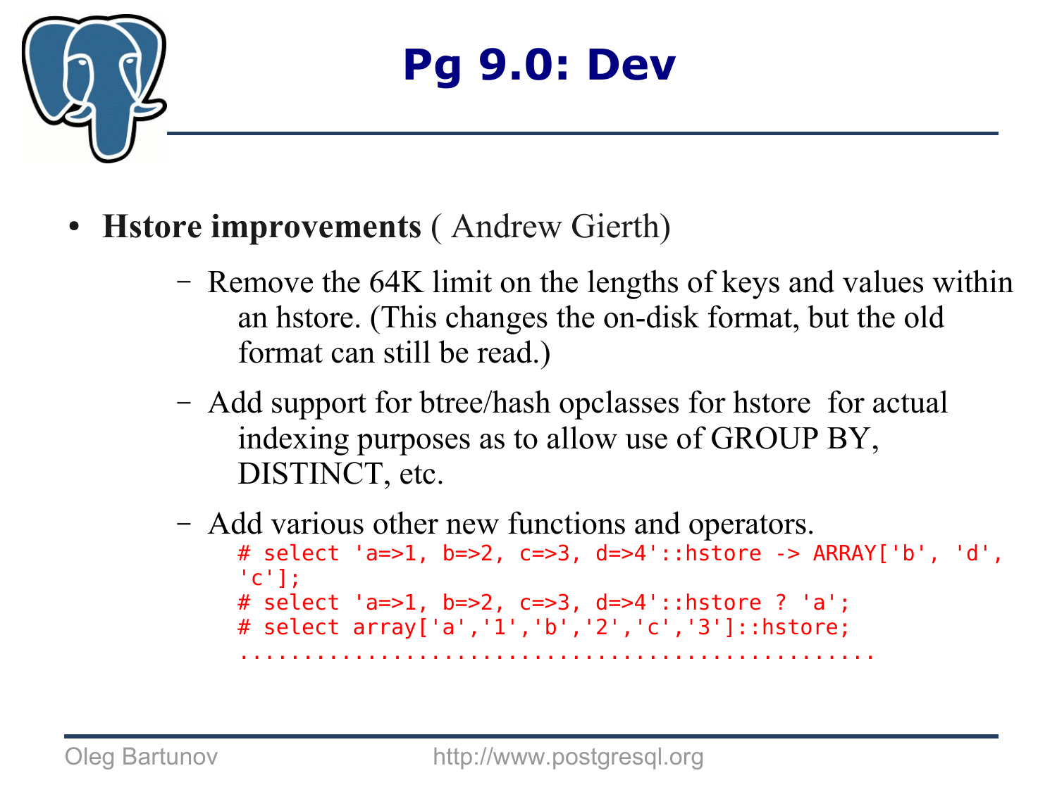# Pg 9.0: Dev

- **Hstore improvements** ( Andrew Gierth)
  - Remove the 64K limit on the lengths of keys and values within an hstore. (This changes the on-disk format, but the old format can still be read.)
  - Add support for btree/hash opclasses for hstore for actual indexing purposes as to allow use of GROUP BY, DISTINCT, etc.
  - Add various other new functions and operators.

```
# select 'a=>1, b=>2, c=>3, d=>4'::hstore -> ARRAY['b', 'd',
'c'];
# select 'a=>1, b=>2, c=>3, d=>4'::hstore ? 'a';
# select array['a','1','b','2','c','3']::hstore;
..................................................
```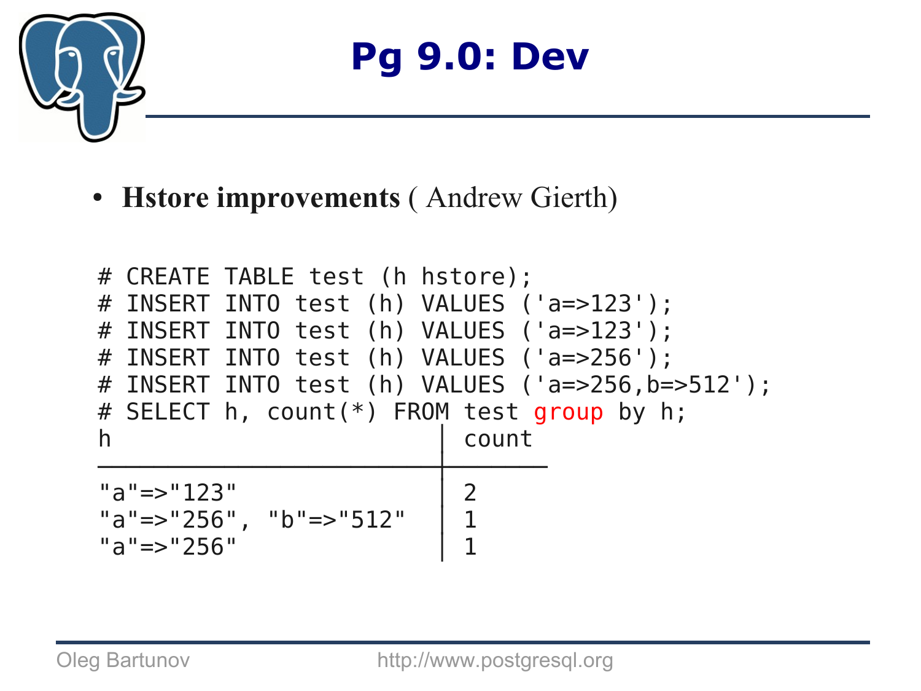# Pg 9.0: Dev

- **Hstore improvements** ( Andrew Gierth)

```
# CREATE TABLE test (h hstore);
# INSERT INTO test (h) VALUES ('a=>123');
# INSERT INTO test (h) VALUES ('a=>123');
# INSERT INTO test (h) VALUES ('a=>256');
# INSERT INTO test (h) VALUES ('a=>256,b=>512');
# SELECT h, count(*) FROM test group by h;
h                         │ count
──────────────────────────┼──────
"a"=>"123"                │ 2
"a"=>"256", "b"=>"512"    │ 1
"a"=>"256"                │ 1
```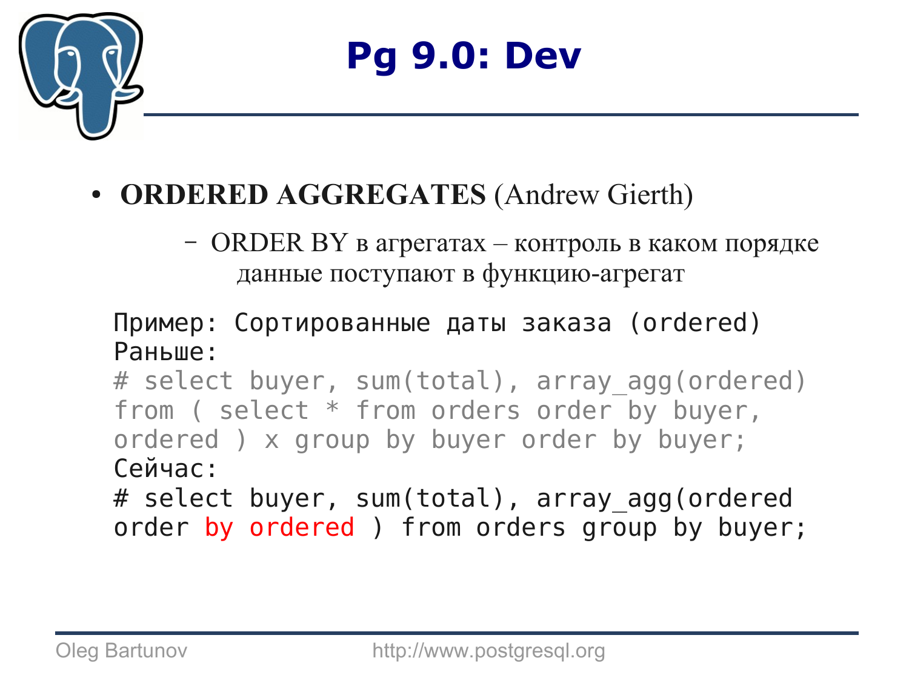# Pg 9.0: Dev

- **ORDERED AGGREGATES** (Andrew Gierth)
  - ORDER BY в агрегатах – контроль в каком порядке данные поступают в функцию-агрегат

```
Пример: Сортированные даты заказа (ordered)
Раньше:
# select buyer, sum(total), array_agg(ordered)
from ( select * from orders order by buyer,
ordered ) x group by buyer order by buyer;
Сейчас:
# select buyer, sum(total), array_agg(ordered
order by ordered ) from orders group by buyer;
```

Oleg Bartunov http://www.postgresql.org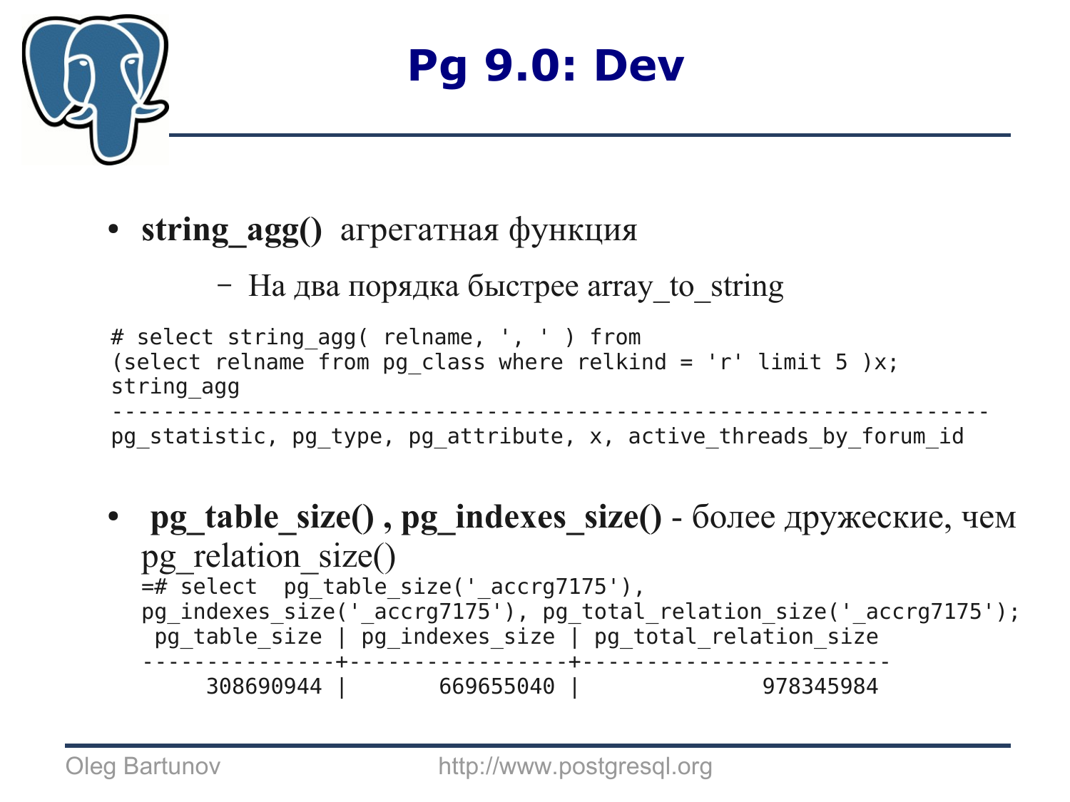# Pg 9.0: Dev

- **string_agg()** агрегатная функция
  - На два порядка быстрее array_to_string

```
# select string_agg( relname, ', ' ) from
(select relname from pg_class where relkind = 'r' limit 5 )x;
string_agg
---------------------------------------------------------------------
pg_statistic, pg_type, pg_attribute, x, active_threads_by_forum_id
```

- **pg_table_size() , pg_indexes_size()** - более дружеские, чем pg_relation_size()

```
=# select  pg_table_size('_accrg7175'),
pg_indexes_size('_accrg7175'), pg_total_relation_size('_accrg7175');
 pg_table_size | pg_indexes_size | pg_total_relation_size
---------------+-----------------+------------------------
     308690944 |       669655040 |              978345984
```

Oleg Bartunov http://www.postgresql.org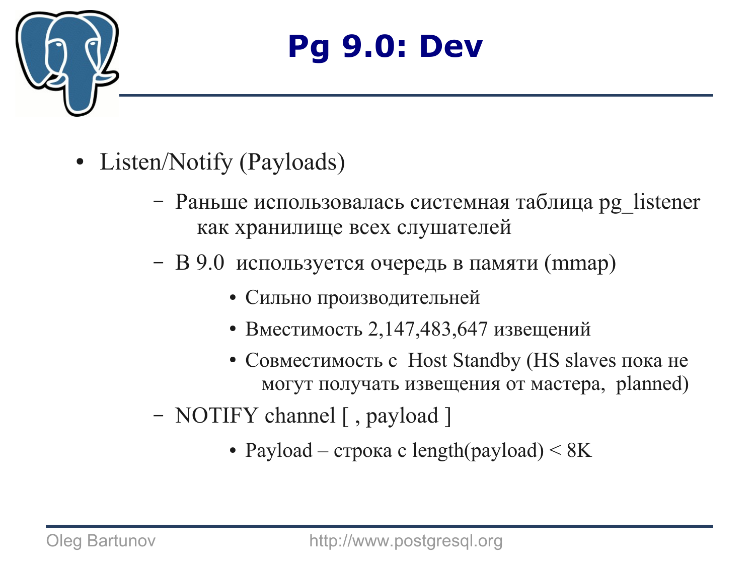# Pg 9.0: Dev

- Listen/Notify (Payloads)
  - Раньше использовалась системная таблица pg_listener как хранилище всех слушателей
  - В 9.0 используется очередь в памяти (mmap)
    - Сильно производительней
    - Вместимость 2,147,483,647 извещений
    - Совместимость с Host Standby (HS slaves пока не могут получать извещения от мастера, planned)
  - NOTIFY channel [ , payload ]
    - Payload – строка с length(payload) < 8K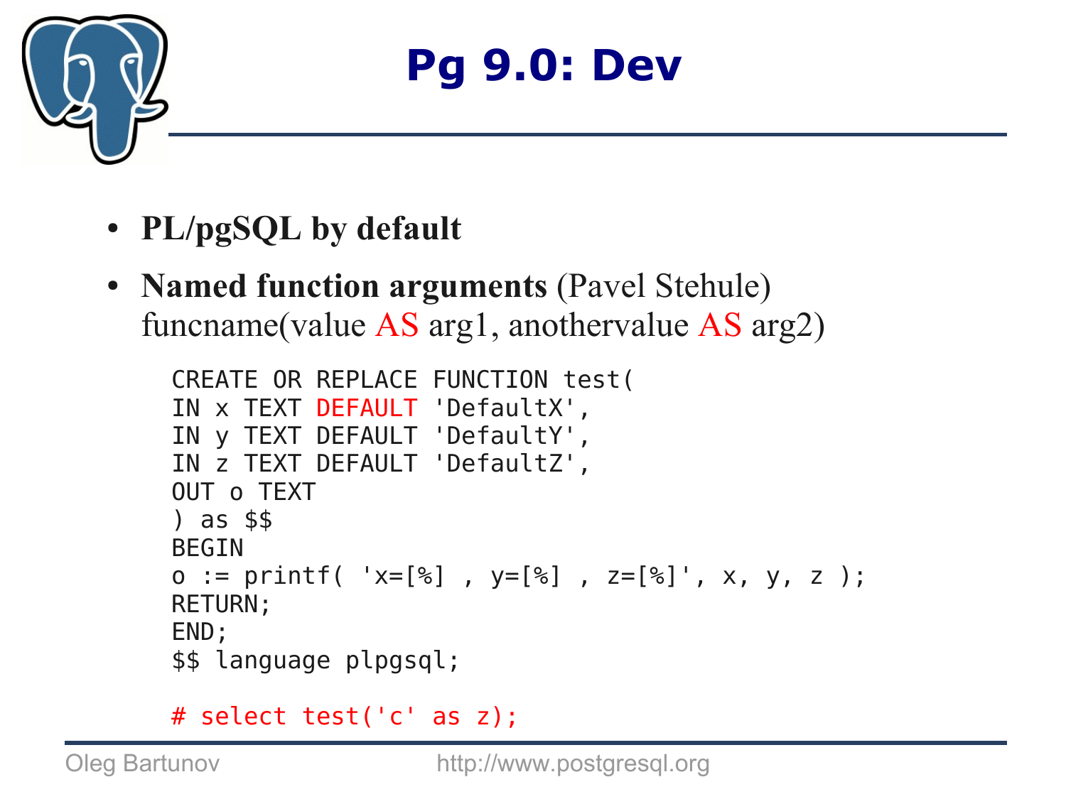# Pg 9.0: Dev

- **PL/pgSQL by default**
- **Named function arguments** (Pavel Stehule)
  funcname(value AS arg1, anothervalue AS arg2)

```
CREATE OR REPLACE FUNCTION test(
IN x TEXT DEFAULT 'DefaultX',
IN y TEXT DEFAULT 'DefaultY',
IN z TEXT DEFAULT 'DefaultZ',
OUT o TEXT
) as $$
BEGIN
o := printf( 'x=[%] , y=[%] , z=[%]', x, y, z );
RETURN;
END;
$$ language plpgsql;

# select test('c' as z);
```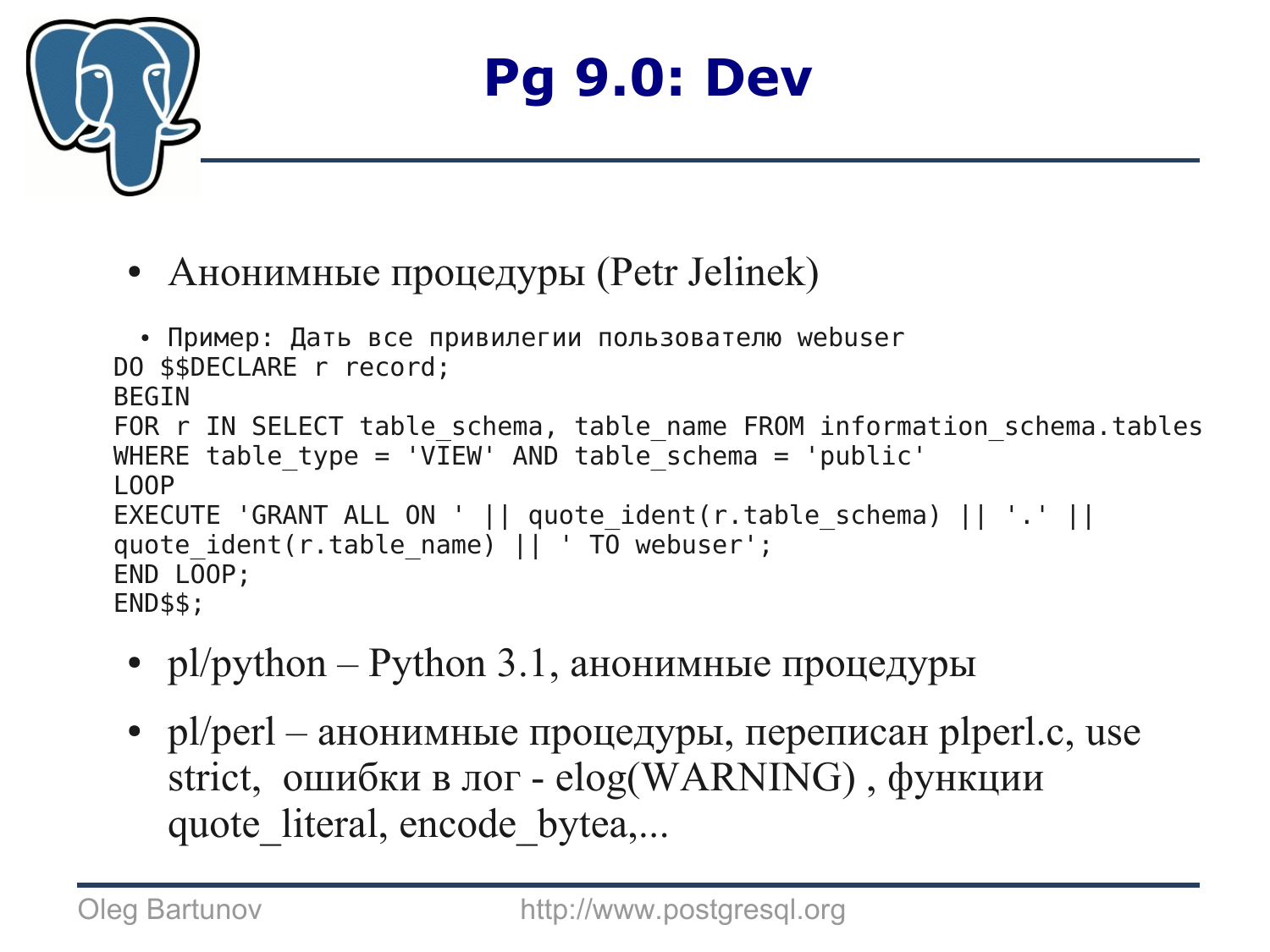# Pg 9.0: Dev

- Анонимные процедуры (Petr Jelinek)
  - Пример: Дать все привилегии пользователю webuser

```
DO $$DECLARE r record;
BEGIN
FOR r IN SELECT table_schema, table_name FROM information_schema.tables
WHERE table_type = 'VIEW' AND table_schema = 'public'
LOOP
EXECUTE 'GRANT ALL ON ' || quote_ident(r.table_schema) || '.' ||
quote_ident(r.table_name) || ' TO webuser';
END LOOP;
END$$;
```

- pl/python – Python 3.1, анонимные процедуры
- pl/perl – анонимные процедуры, переписан plperl.c, use strict, ошибки в лог - elog(WARNING) , функции quote_literal, encode_bytea,...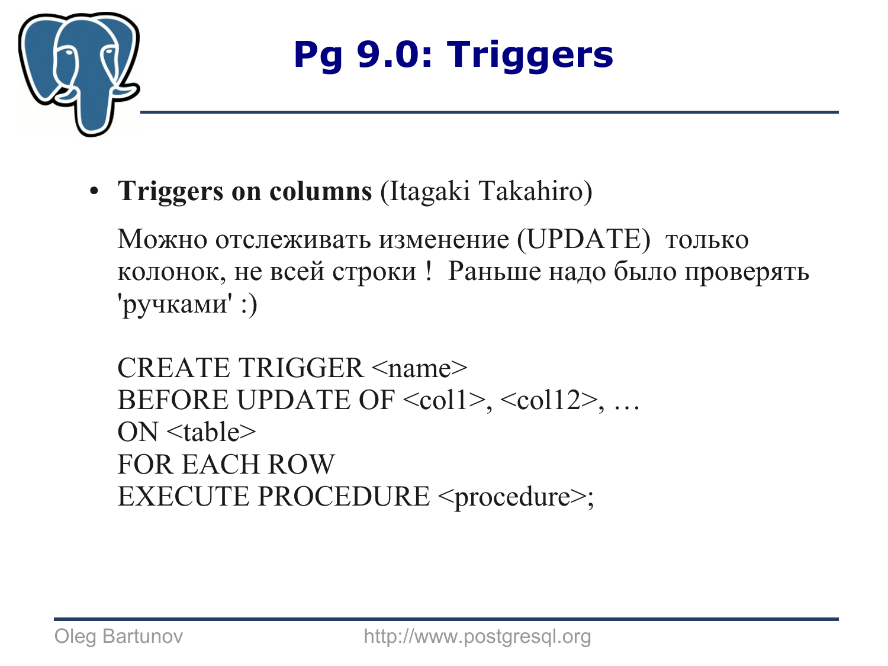# Pg 9.0: Triggers

- **Triggers on columns** (Itagaki Takahiro)

  Можно отслеживать изменение (UPDATE) только колонок, не всей строки ! Раньше надо было проверять 'ручками' :)

```
CREATE TRIGGER <name>
BEFORE UPDATE OF <col1>, <col12>, …
ON <table>
FOR EACH ROW
EXECUTE PROCEDURE <procedure>;
```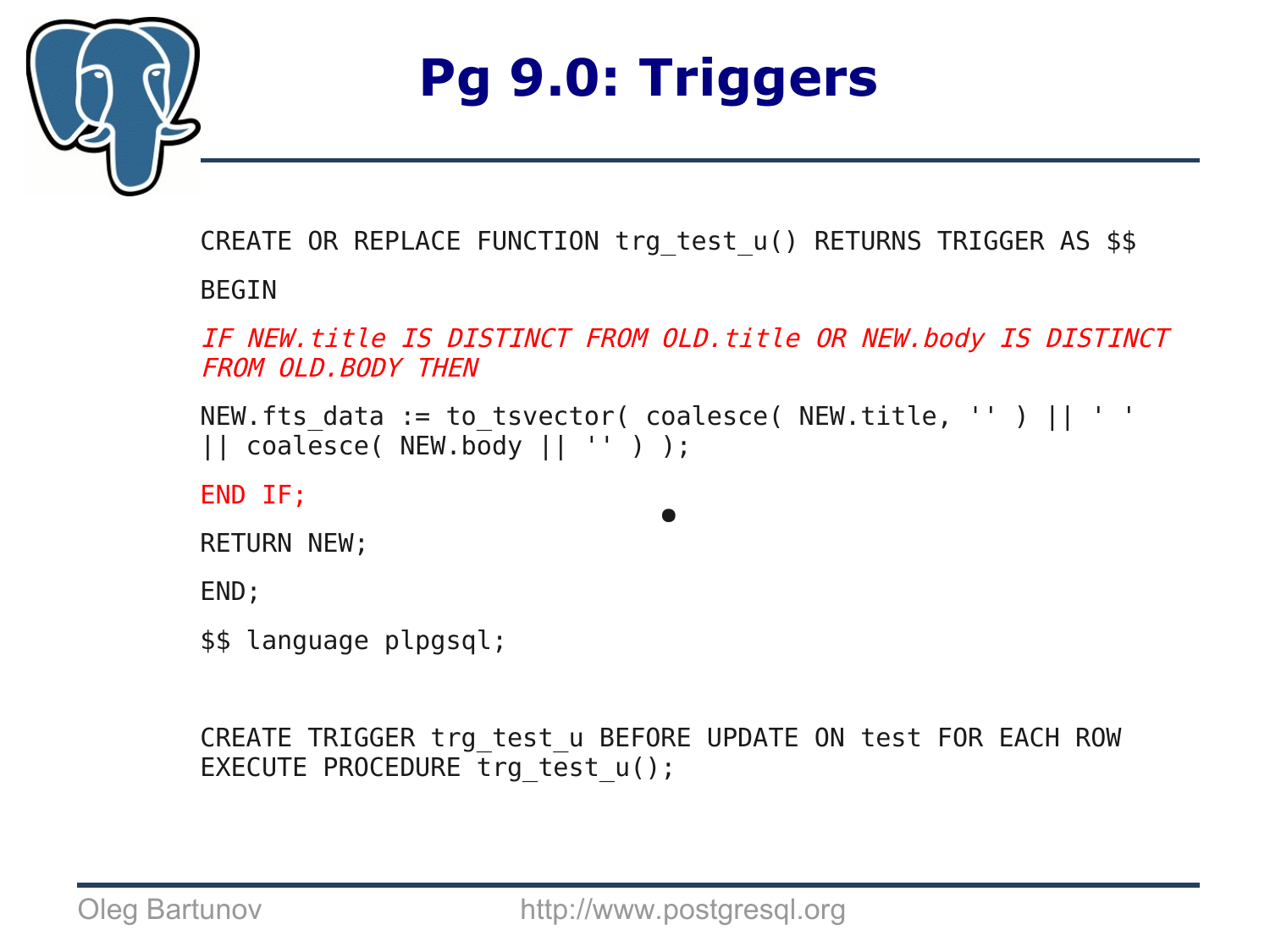# Pg 9.0: Triggers

```
CREATE OR REPLACE FUNCTION trg_test_u() RETURNS TRIGGER AS $$

BEGIN

IF NEW.title IS DISTINCT FROM OLD.title OR NEW.body IS DISTINCT
FROM OLD.BODY THEN

NEW.fts_data := to_tsvector( coalesce( NEW.title, '' ) || ' '
|| coalesce( NEW.body || '' ) );

END IF;

RETURN NEW;

END;

$$ language plpgsql;


CREATE TRIGGER trg_test_u BEFORE UPDATE ON test FOR EACH ROW
EXECUTE PROCEDURE trg_test_u();
```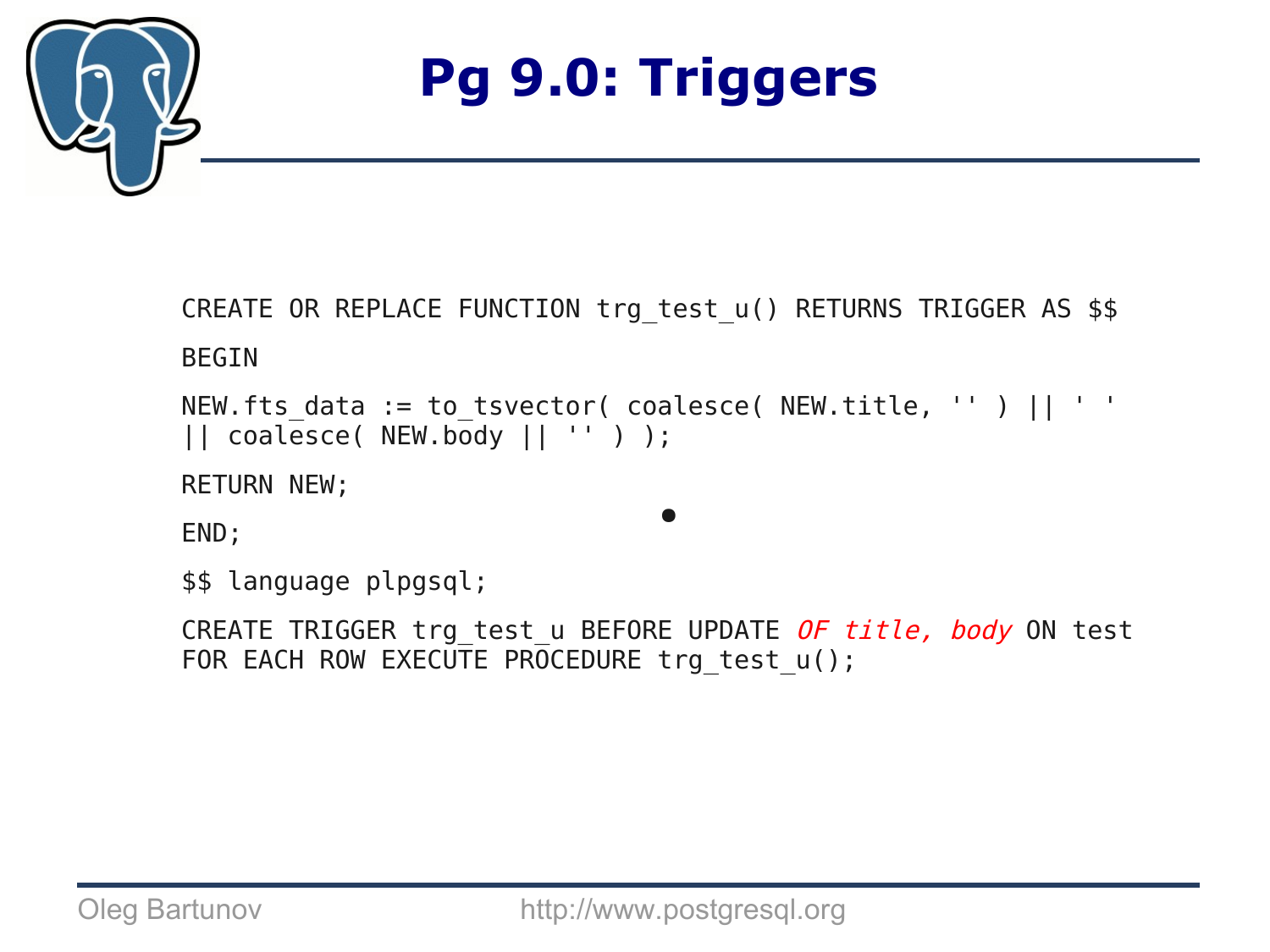# Pg 9.0: Triggers

```
CREATE OR REPLACE FUNCTION trg_test_u() RETURNS TRIGGER AS $$
BEGIN
NEW.fts_data := to_tsvector( coalesce( NEW.title, '' ) || ' '
|| coalesce( NEW.body || '' ) );
RETURN NEW;
END;
$$ language plpgsql;
CREATE TRIGGER trg_test_u BEFORE UPDATE OF title, body ON test
FOR EACH ROW EXECUTE PROCEDURE trg_test_u();
```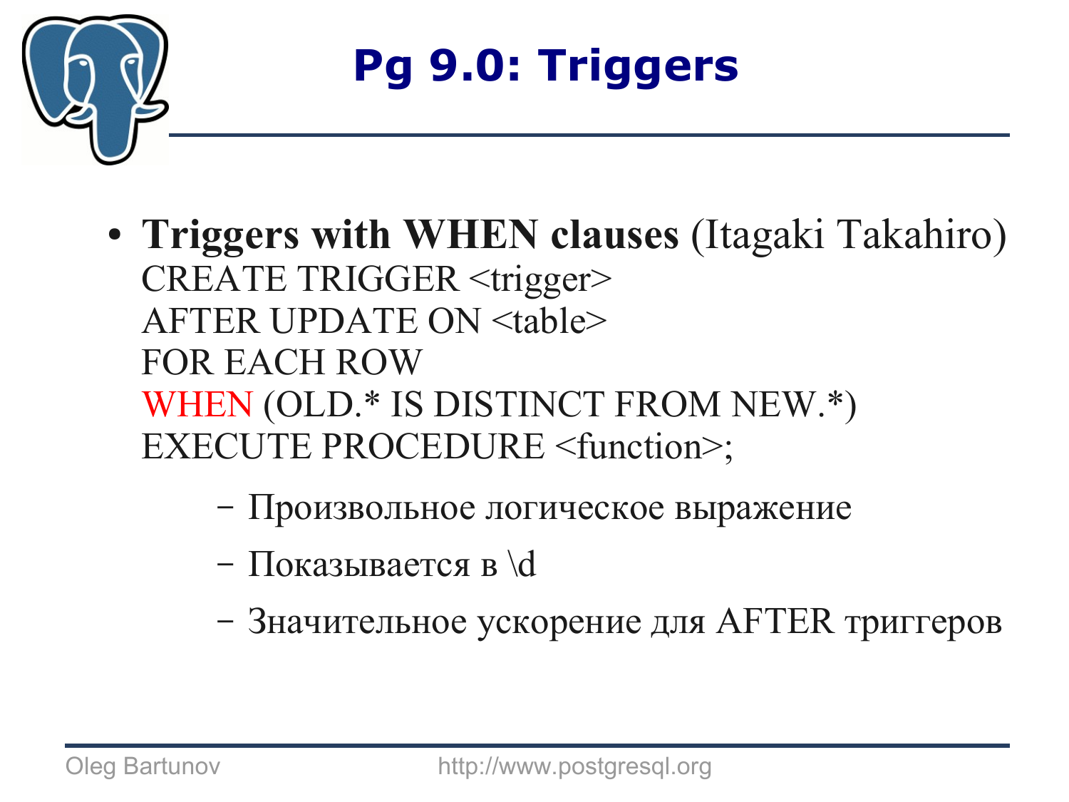# Pg 9.0: Triggers

- **Triggers with WHEN clauses** (Itagaki Takahiro)

```
CREATE TRIGGER <trigger>
AFTER UPDATE ON <table>
FOR EACH ROW
WHEN (OLD.* IS DISTINCT FROM NEW.*)
EXECUTE PROCEDURE <function>;
```

  - Произвольное логическое выражение
  - Показывается в \d
  - Значительное ускорение для AFTER триггеров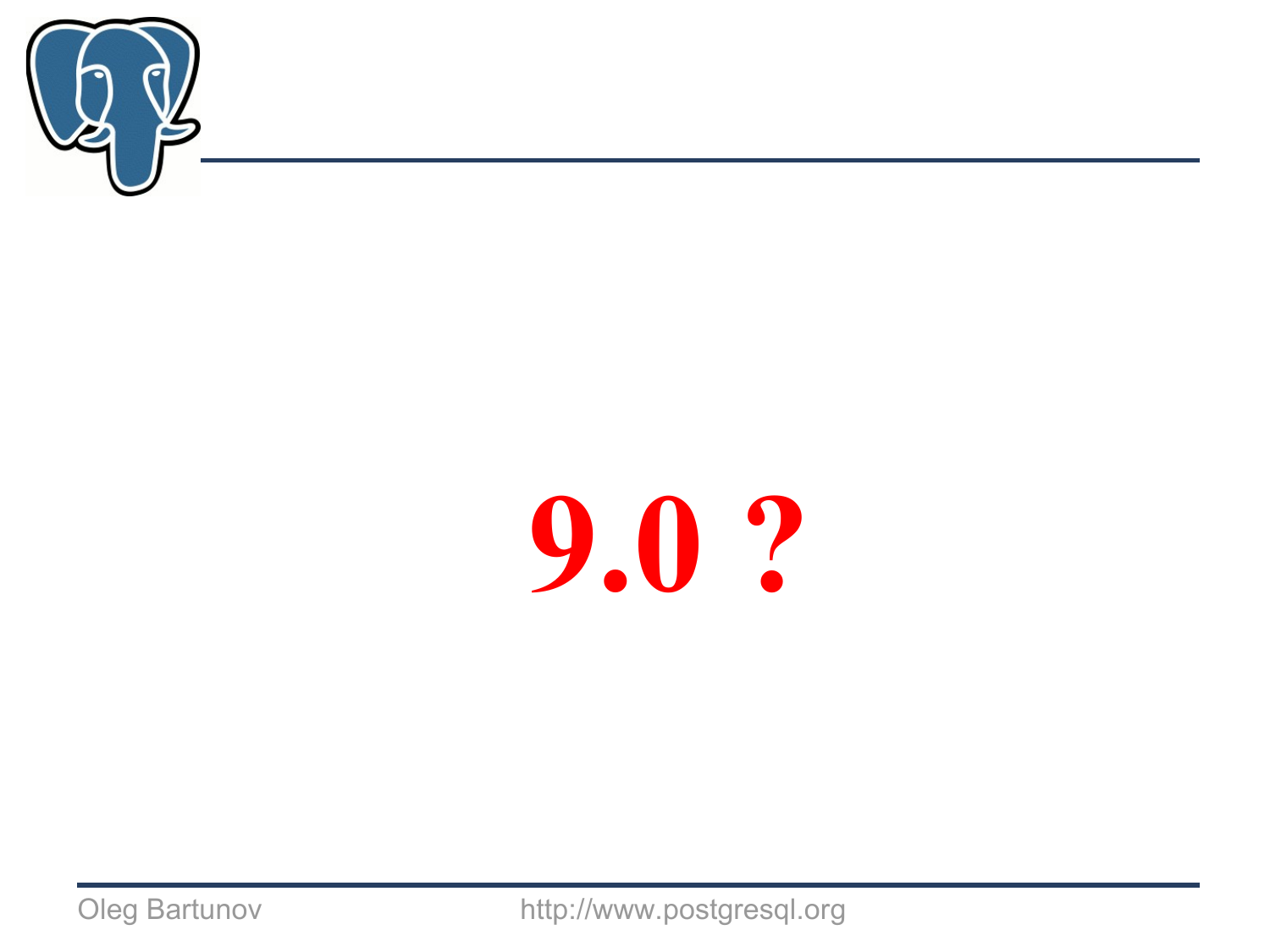# 9.0 ?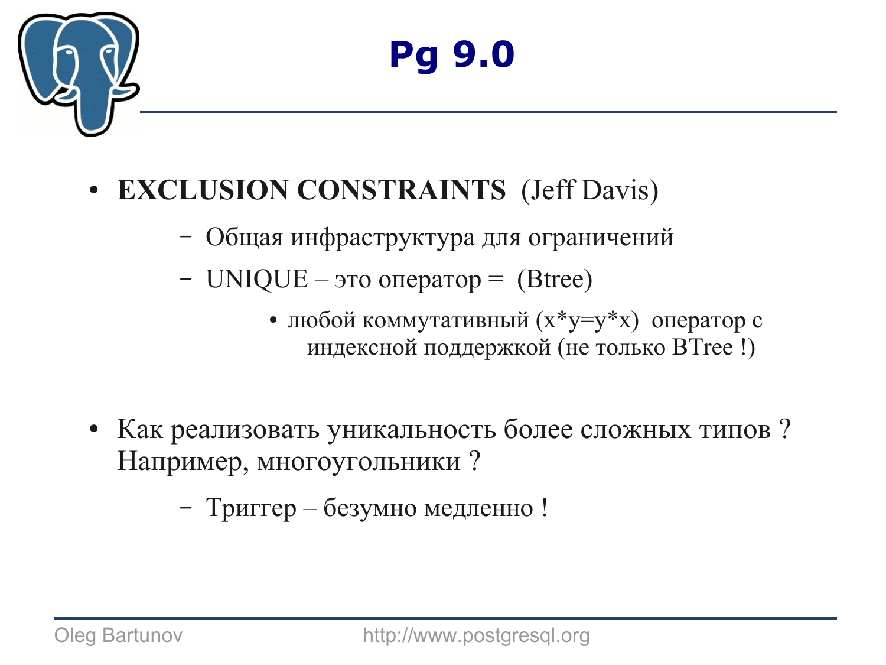# Pg 9.0

- **EXCLUSION CONSTRAINTS** (Jeff Davis)
  - Общая инфраструктура для ограничений
  - UNIQUE – это оператор = (Btree)
    - любой коммутативный (x*y=y*x) оператор с индексной поддержкой (не только BTree !)

- Как реализовать уникальность более сложных типов ? Например, многоугольники ?
  - Триггер – безумно медленно !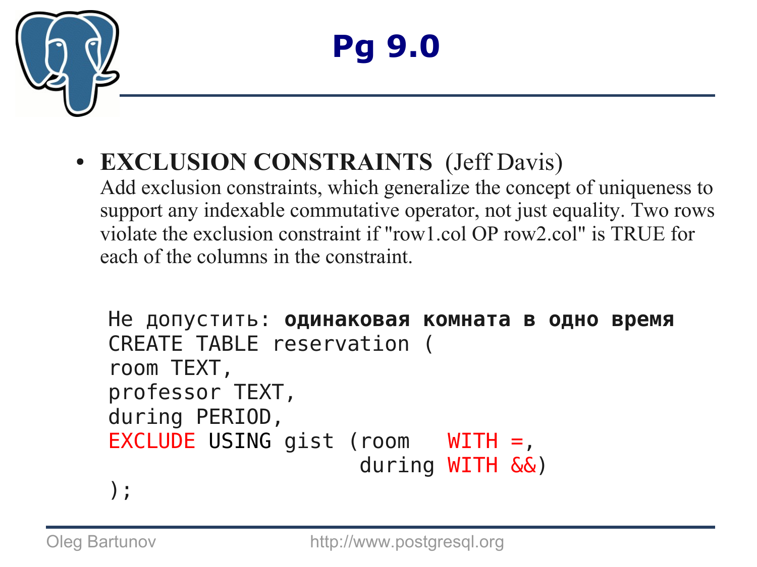# Pg 9.0

- **EXCLUSION CONSTRAINTS** (Jeff Davis)
  Add exclusion constraints, which generalize the concept of uniqueness to support any indexable commutative operator, not just equality. Two rows violate the exclusion constraint if "row1.col OP row2.col" is TRUE for each of the columns in the constraint.

```
Не допустить: одинаковая комната в одно время
CREATE TABLE reservation (
room TEXT,
professor TEXT,
during PERIOD,
EXCLUDE USING gist (room   WITH =,
                    during WITH &&)
);
```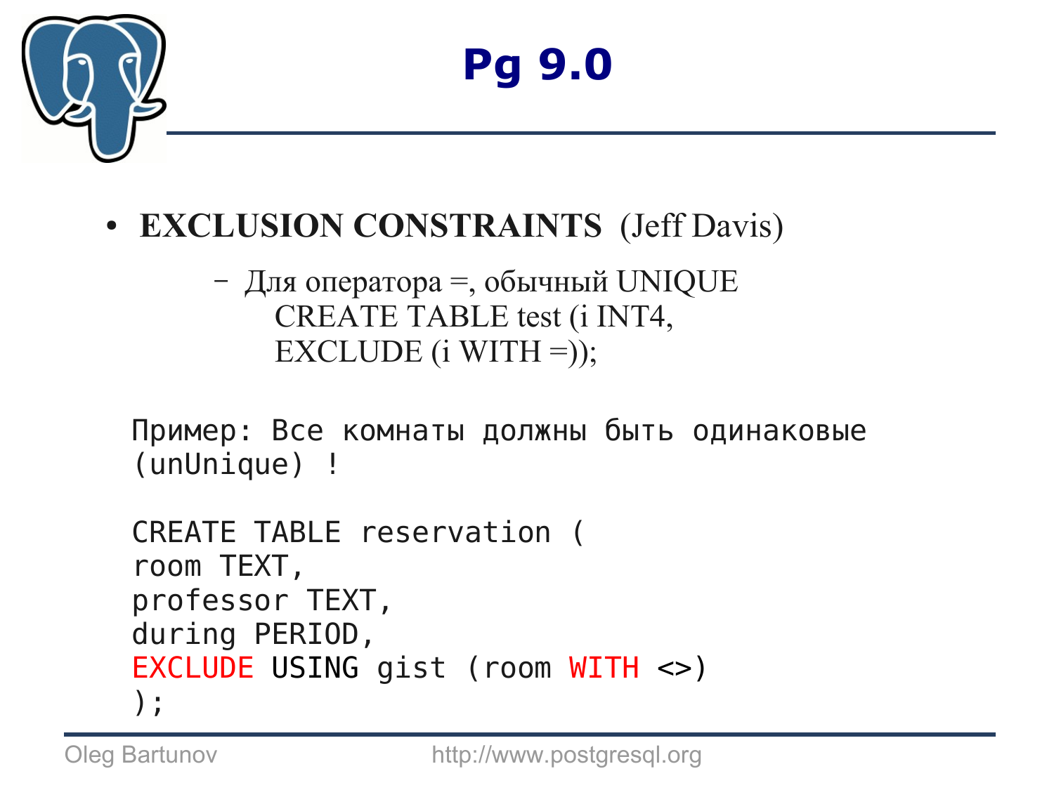# Pg 9.0

- **EXCLUSION CONSTRAINTS** (Jeff Davis)
  - Для оператора =, обычный UNIQUE
    CREATE TABLE test (i INT4,
    EXCLUDE (i WITH =));

```
Пример: Все комнаты должны быть одинаковые
(unUnique) !

CREATE TABLE reservation (
room TEXT,
professor TEXT,
during PERIOD,
EXCLUDE USING gist (room WITH <>)
);
```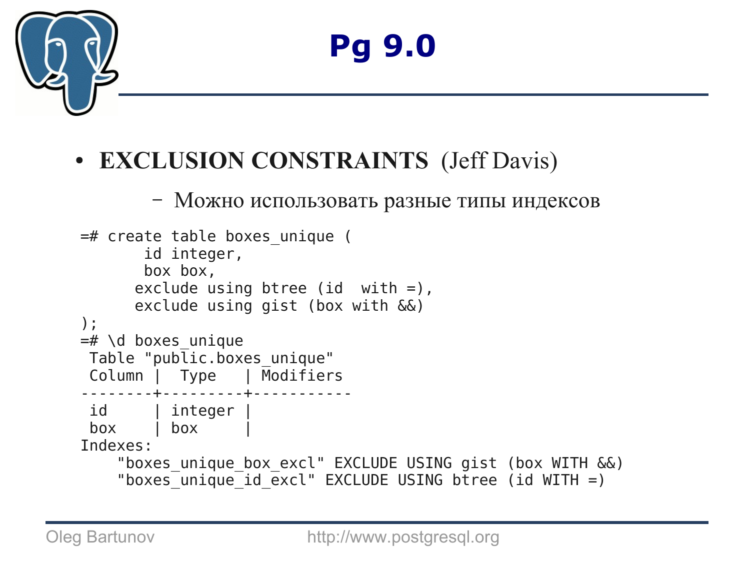# Pg 9.0

- **EXCLUSION CONSTRAINTS** (Jeff Davis)
  - Можно использовать разные типы индексов

```
=# create table boxes_unique (
       id integer,
       box box,
      exclude using btree (id  with =),
      exclude using gist (box with &&)
);
=# \d boxes_unique
 Table "public.boxes_unique"
 Column |  Type   | Modifiers
--------+---------+-----------
 id     | integer |
 box    | box     |
Indexes:
    "boxes_unique_box_excl" EXCLUDE USING gist (box WITH &&)
    "boxes_unique_id_excl" EXCLUDE USING btree (id WITH =)
```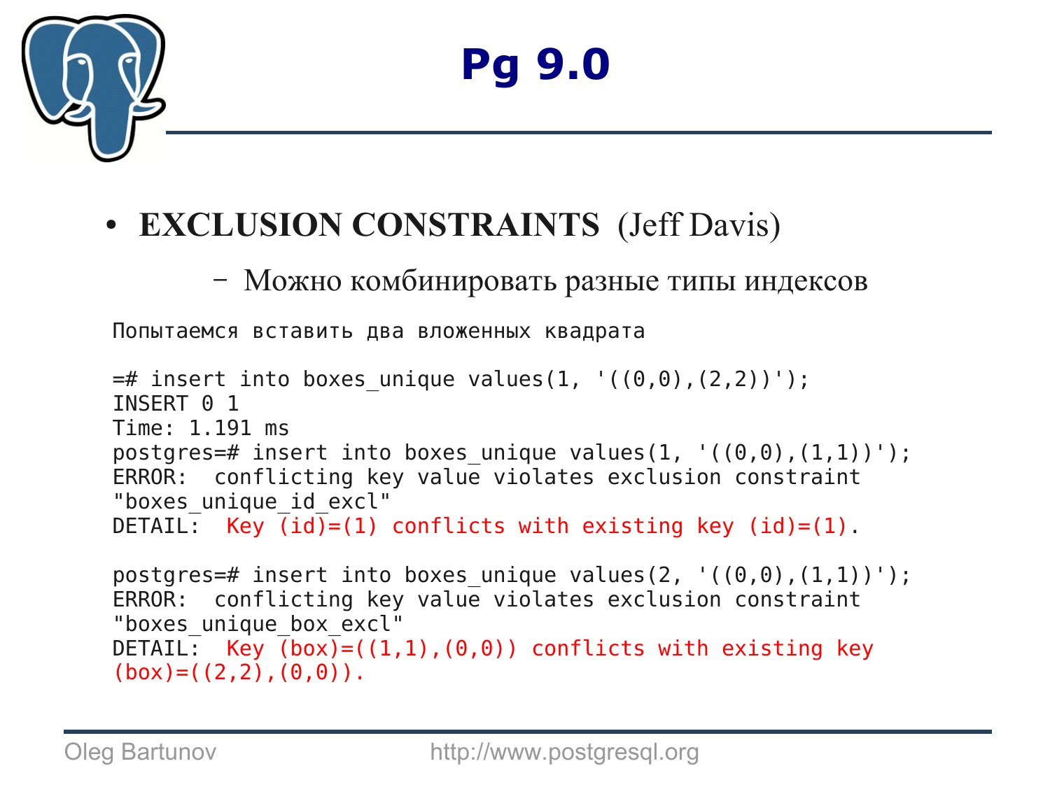# Pg 9.0

- **EXCLUSION CONSTRAINTS** (Jeff Davis)
  - Можно комбинировать разные типы индексов

```
Попытаемся вставить два вложенных квадрата

=# insert into boxes_unique values(1, '((0,0),(2,2))');
INSERT 0 1
Time: 1.191 ms
postgres=# insert into boxes_unique values(1, '((0,0),(1,1))');
ERROR:  conflicting key value violates exclusion constraint
"boxes_unique_id_excl"
DETAIL:  Key (id)=(1) conflicts with existing key (id)=(1).

postgres=# insert into boxes_unique values(2, '((0,0),(1,1))');
ERROR:  conflicting key value violates exclusion constraint
"boxes_unique_box_excl"
DETAIL:  Key (box)=((1,1),(0,0)) conflicts with existing key
(box)=((2,2),(0,0)).
```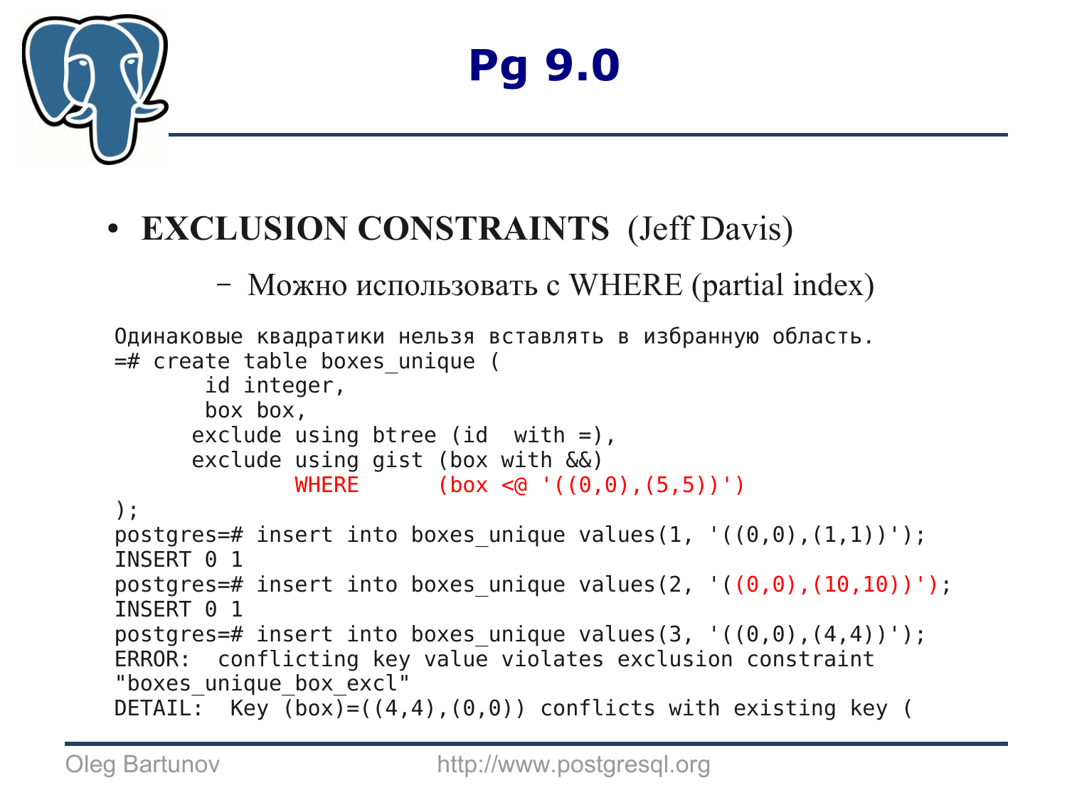# Pg 9.0

- **EXCLUSION CONSTRAINTS** (Jeff Davis)
  - Можно использовать с WHERE (partial index)

```
Одинаковые квадратики нельзя вставлять в избранную область.
=# create table boxes_unique (
       id integer,
       box box,
      exclude using btree (id  with =),
      exclude using gist (box with &&)
              WHERE      (box <@ '((0,0),(5,5))')
);
postgres=# insert into boxes_unique values(1, '((0,0),(1,1))');
INSERT 0 1
postgres=# insert into boxes_unique values(2, '((0,0),(10,10))');
INSERT 0 1
postgres=# insert into boxes_unique values(3, '((0,0),(4,4))');
ERROR:  conflicting key value violates exclusion constraint
"boxes_unique_box_excl"
DETAIL:  Key (box)=((4,4),(0,0)) conflicts with existing key (
```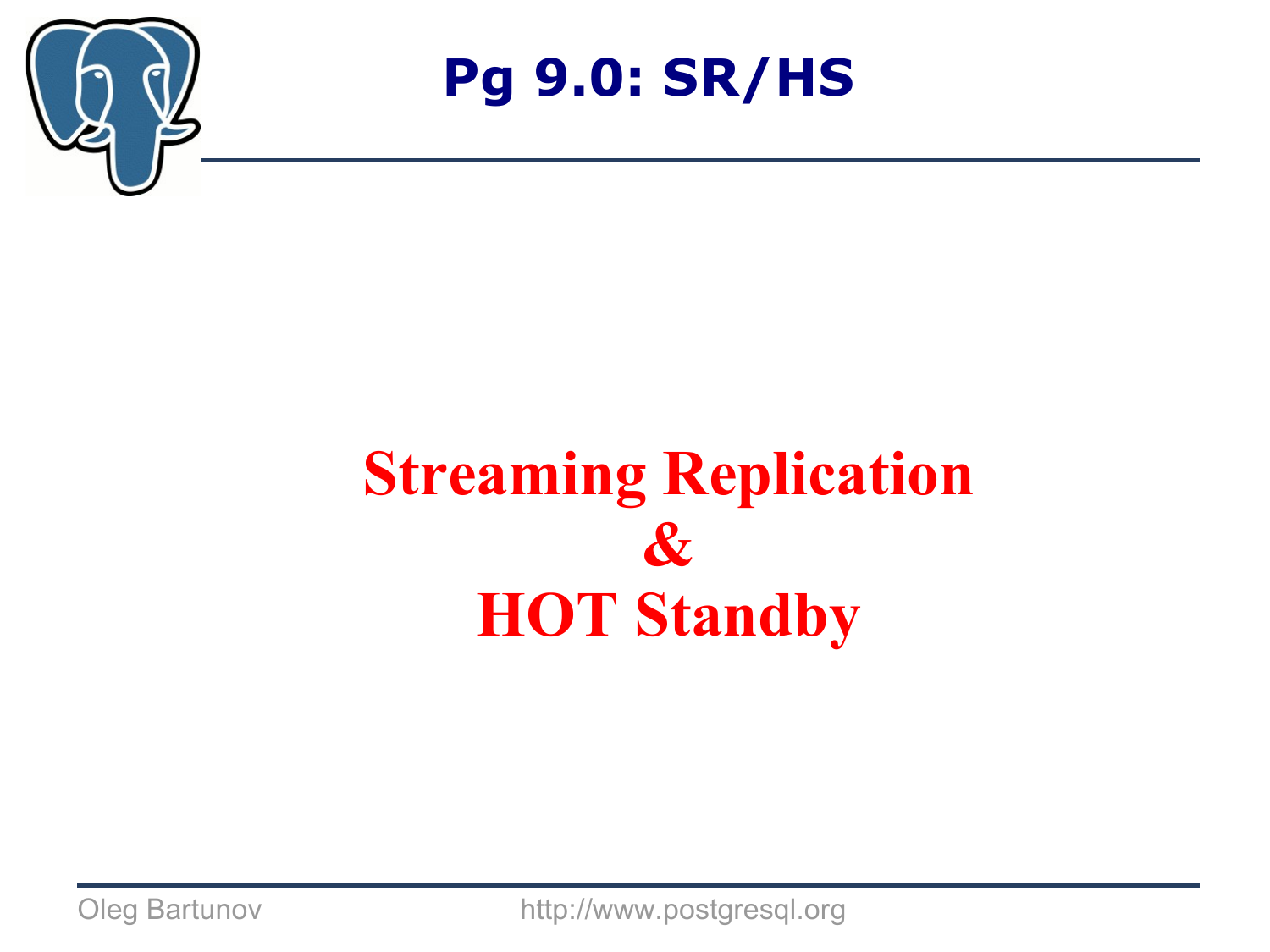# Pg 9.0: SR/HS

**Streaming Replication**
**&**
**HOT Standby**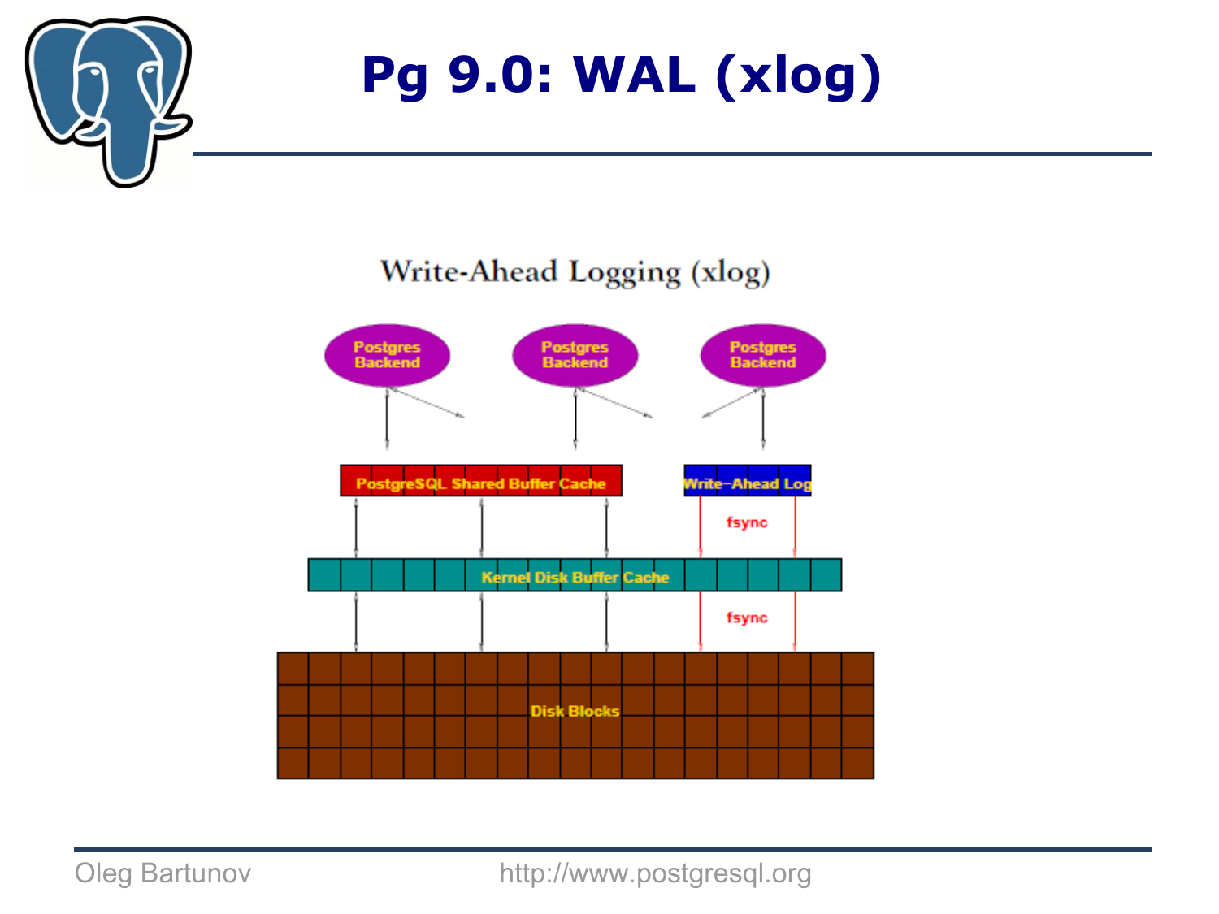# Pg 9.0: WAL (xlog)

Write-Ahead Logging (xlog)

Postgres Backend

Postgres Backend

Postgres Backend

PostgreSQL Shared Buffer Cache

Write–Ahead Log

fsync

Kernel Disk Buffer Cache

fsync

Disk Blocks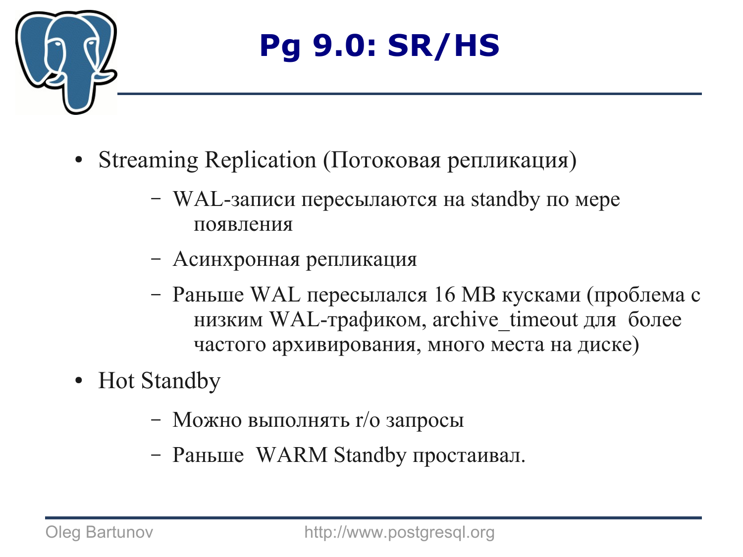# Pg 9.0: SR/HS

- Streaming Replication (Потоковая репликация)
  - WAL-записи пересылаются на standby по мере появления
  - Асинхронная репликация
  - Раньше WAL пересылался 16 MB кусками (проблема с низким WAL-трафиком, archive_timeout для более частого архивирования, много места на диске)
- Hot Standby
  - Можно выполнять r/o запросы
  - Раньше WARM Standby простаивал.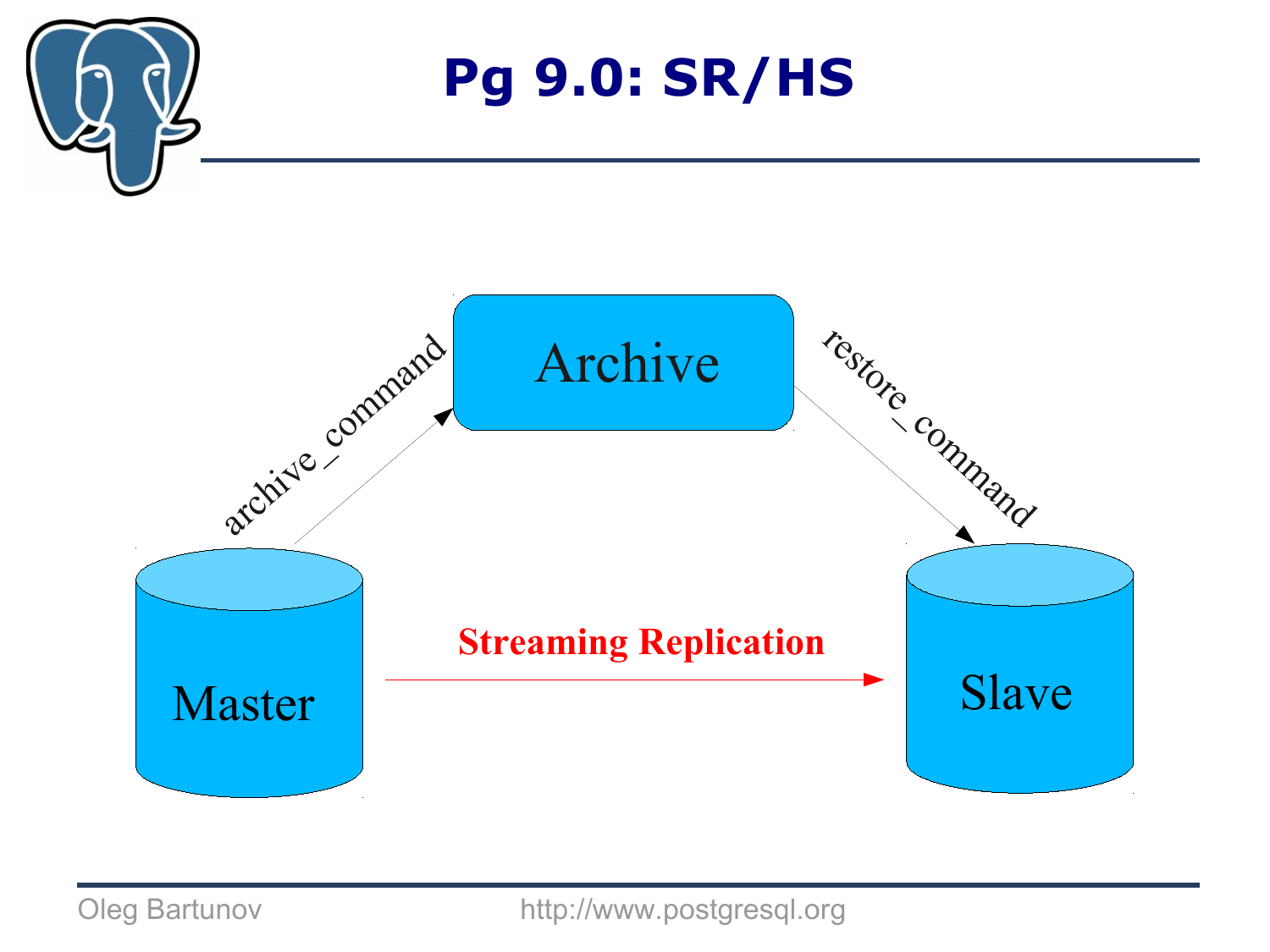# Pg 9.0: SR/HS

Archive

archive_command

restore_command

Master

Streaming Replication

Slave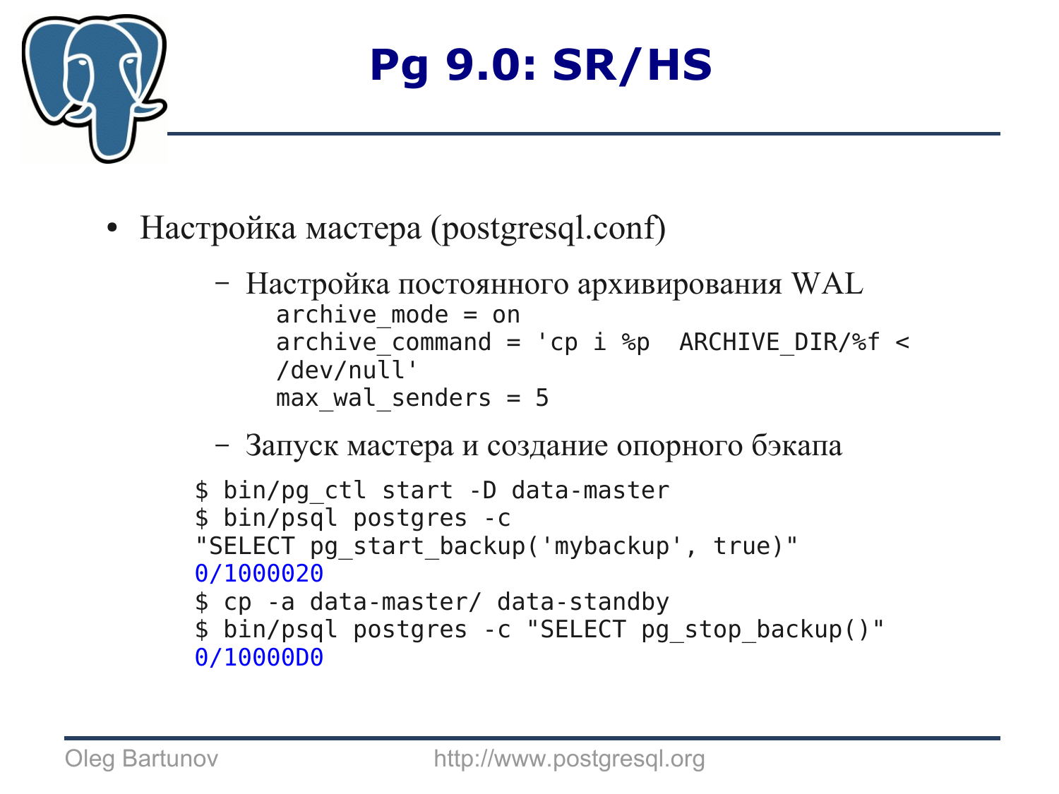# Pg 9.0: SR/HS

- Настройка мастера (postgresql.conf)
  - Настройка постоянного архивирования WAL

```
archive_mode = on
archive_command = 'cp i %p  ARCHIVE_DIR/%f <
/dev/null'
max_wal_senders = 5
```

  - Запуск мастера и создание опорного бэкапа

```
$ bin/pg_ctl start -D data-master
$ bin/psql postgres -c
"SELECT pg_start_backup('mybackup', true)"
0/1000020
$ cp -a data-master/ data-standby
$ bin/psql postgres -c "SELECT pg_stop_backup()"
0/10000D0
```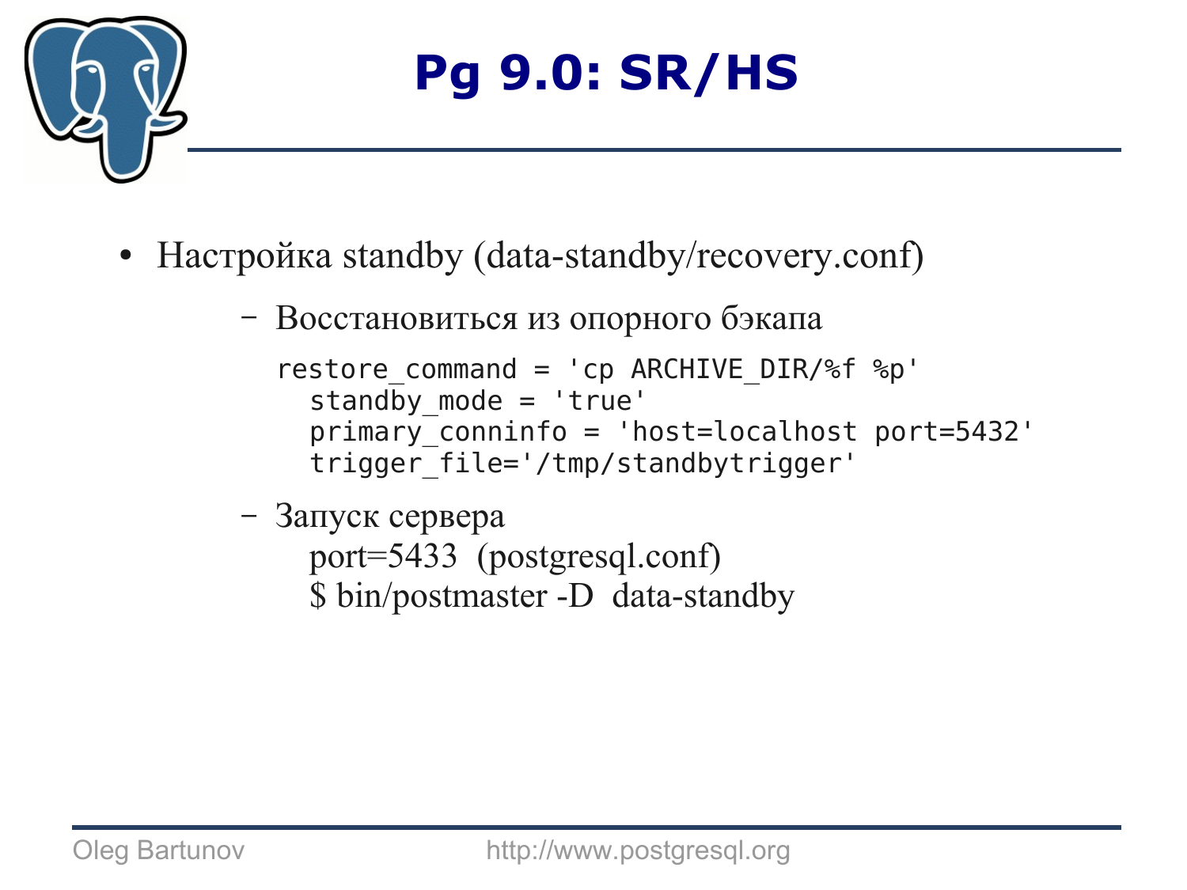# Pg 9.0: SR/HS

- Настройка standby (data-standby/recovery.conf)
  - Восстановиться из опорного бэкапа

    ```
    restore_command = 'cp ARCHIVE_DIR/%f %p'
      standby_mode = 'true'
      primary_conninfo = 'host=localhost port=5432'
      trigger_file='/tmp/standbytrigger'
    ```

  - Запуск сервера

    port=5433  (postgresql.conf)

    $ bin/postmaster -D  data-standby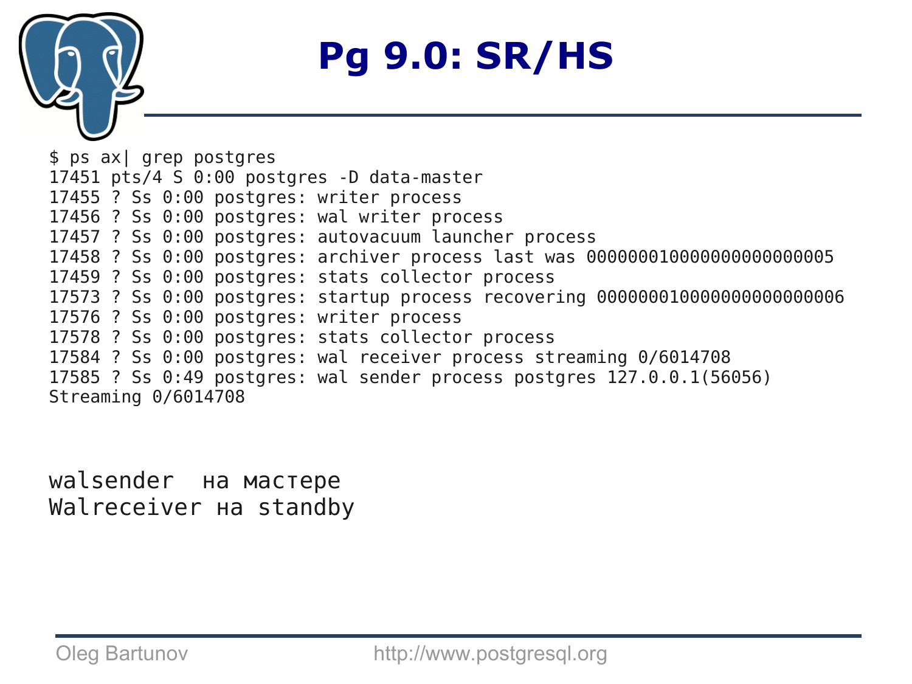# Pg 9.0: SR/HS

```
$ ps ax| grep postgres
17451 pts/4 S 0:00 postgres -D data-master
17455 ? Ss 0:00 postgres: writer process
17456 ? Ss 0:00 postgres: wal writer process
17457 ? Ss 0:00 postgres: autovacuum launcher process
17458 ? Ss 0:00 postgres: archiver process last was 000000010000000000000005
17459 ? Ss 0:00 postgres: stats collector process
17573 ? Ss 0:00 postgres: startup process recovering 000000010000000000000006
17576 ? Ss 0:00 postgres: writer process
17578 ? Ss 0:00 postgres: stats collector process
17584 ? Ss 0:00 postgres: wal receiver process streaming 0/6014708
17585 ? Ss 0:49 postgres: wal sender process postgres 127.0.0.1(56056)
Streaming 0/6014708
```

walsender  на мастере
Walreceiver на standby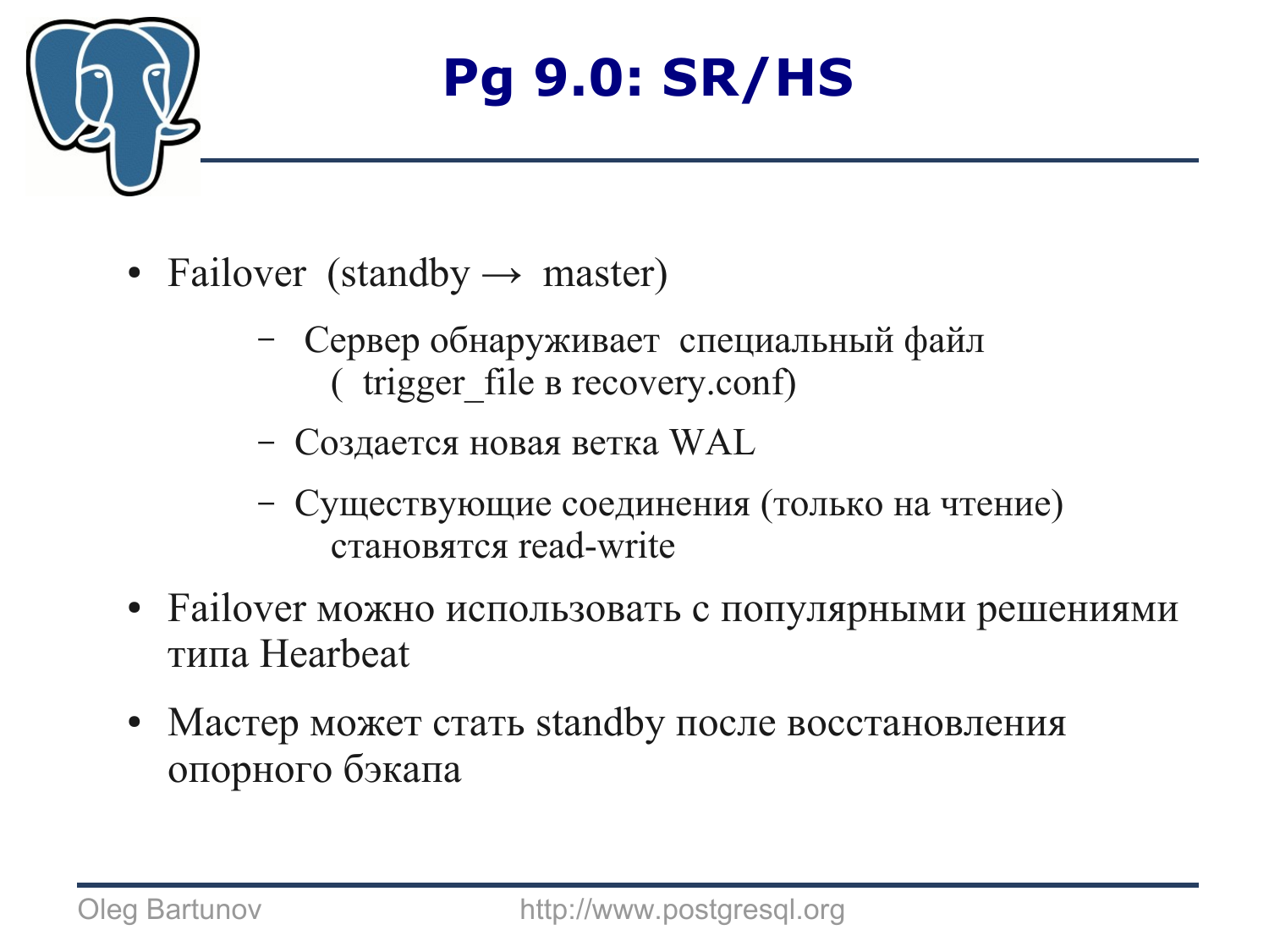# Pg 9.0: SR/HS

- Failover  (standby → master)
  - Сервер обнаруживает  специальный файл ( trigger_file в recovery.conf)
  - Создается новая ветка WAL
  - Существующие соединения (только на чтение) становятся read-write
- Failover можно использовать с популярными решениями типа Hearbeat
- Мастер может стать standby после восстановления опорного бэкапа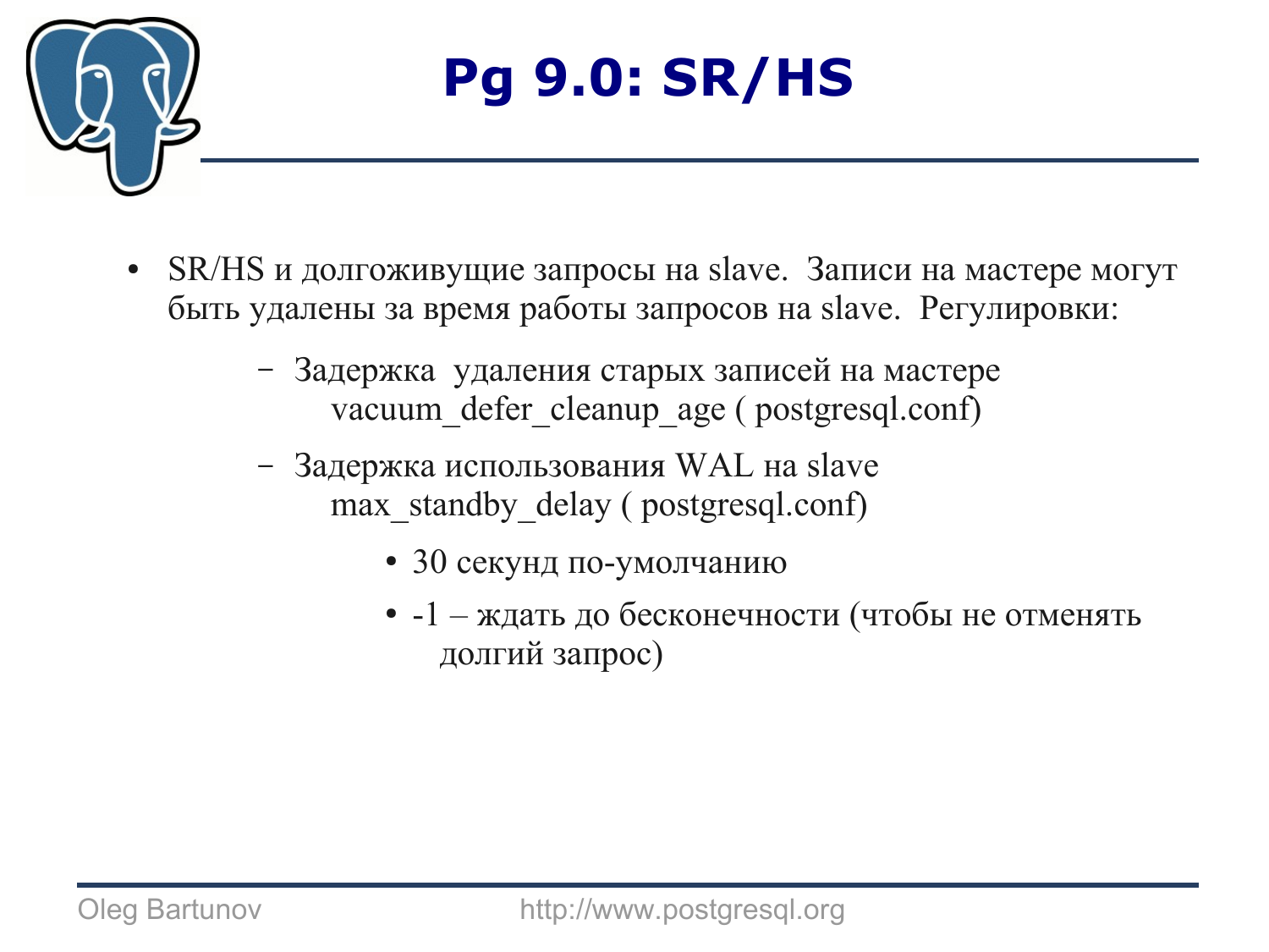# Pg 9.0: SR/HS

- SR/HS и долгоживущие запросы на slave. Записи на мастере могут быть удалены за время работы запросов на slave. Регулировки:
  - Задержка удаления старых записей на мастере vacuum_defer_cleanup_age ( postgresql.conf)
  - Задержка использования WAL на slave max_standby_delay ( postgresql.conf)
    - 30 секунд по-умолчанию
    - -1 – ждать до бесконечности (чтобы не отменять долгий запрос)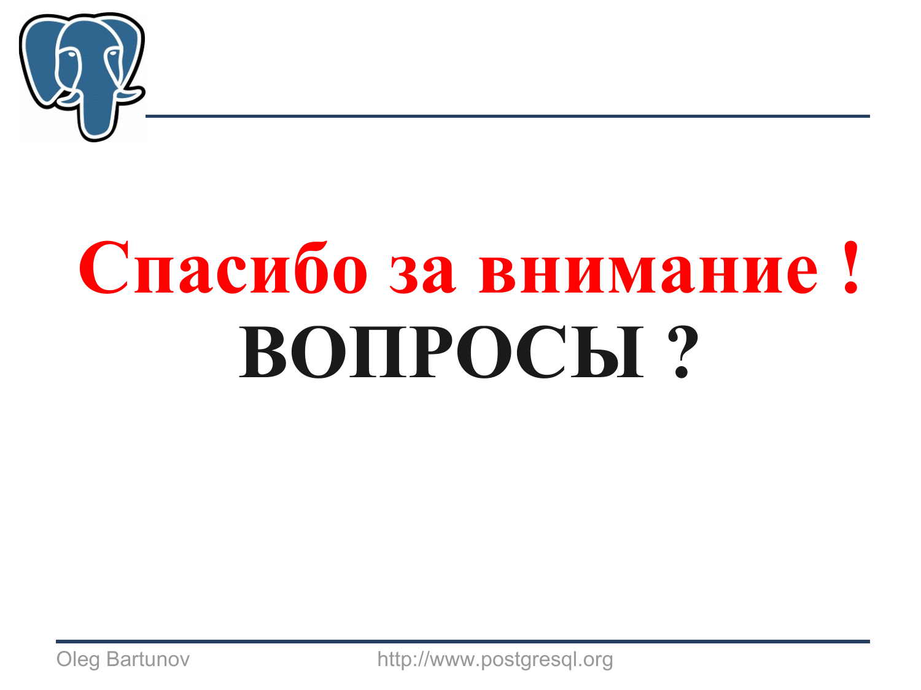# Спасибо за внимание !

# ВОПРОСЫ ?